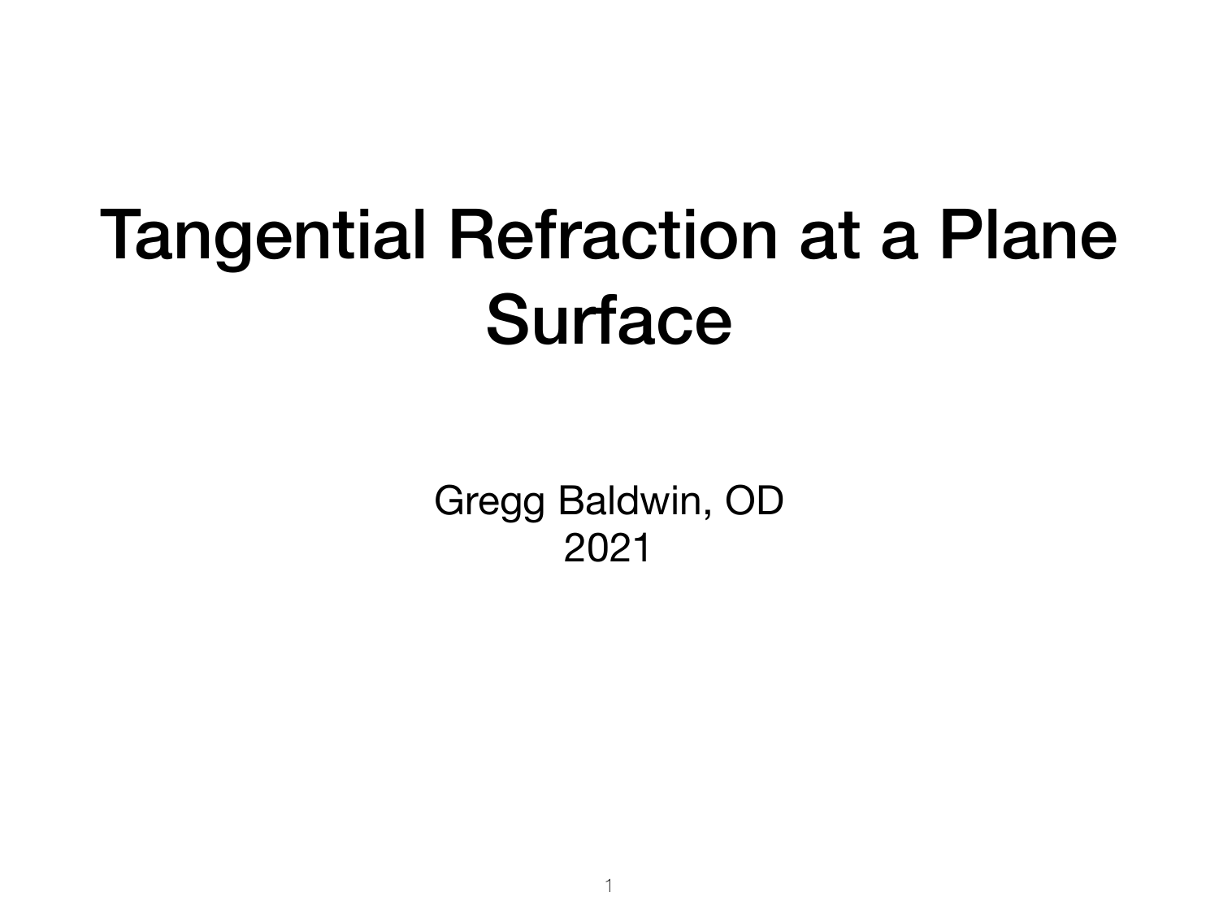# Tangential Refraction at a Plane Surface

Gregg Baldwin, OD
2021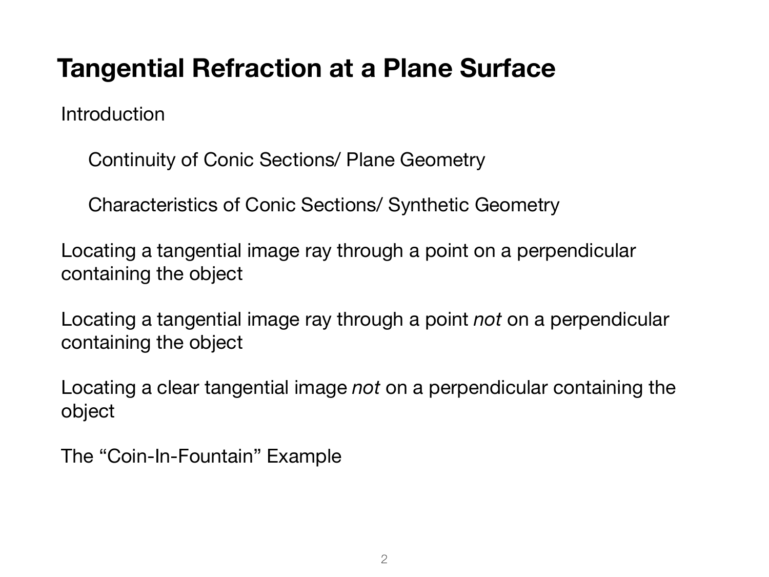# Tangential Refraction at a Plane Surface

Introduction

Continuity of Conic Sections/ Plane Geometry

Characteristics of Conic Sections/ Synthetic Geometry

Locating a tangential image ray through a point on a perpendicular containing the object

Locating a tangential image ray through a point *not* on a perpendicular containing the object

Locating a clear tangential image *not* on a perpendicular containing the object

The “Coin-In-Fountain” Example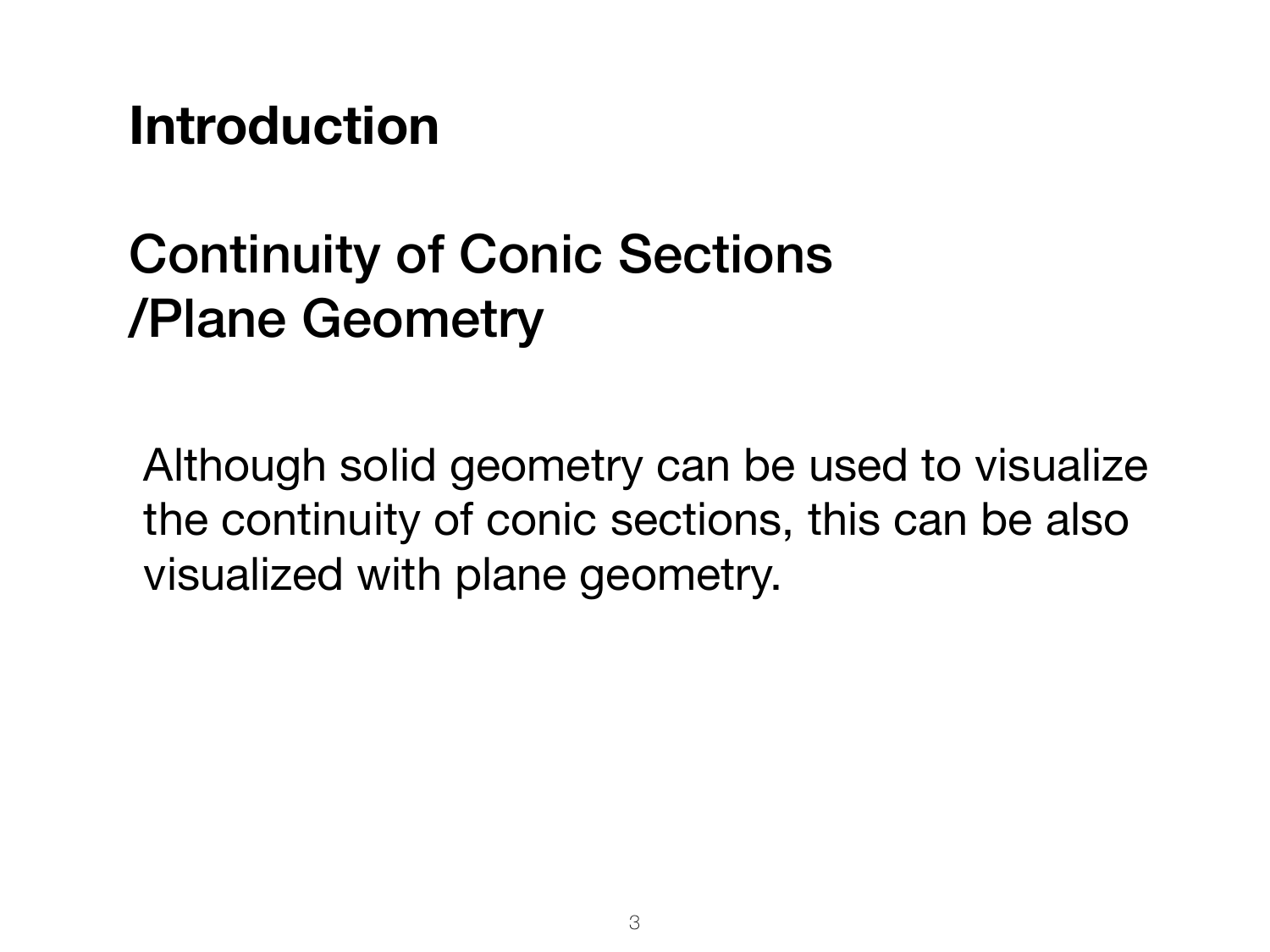## Introduction

## Continuity of Conic Sections
## /Plane Geometry

Although solid geometry can be used to visualize the continuity of conic sections, this can be also visualized with plane geometry.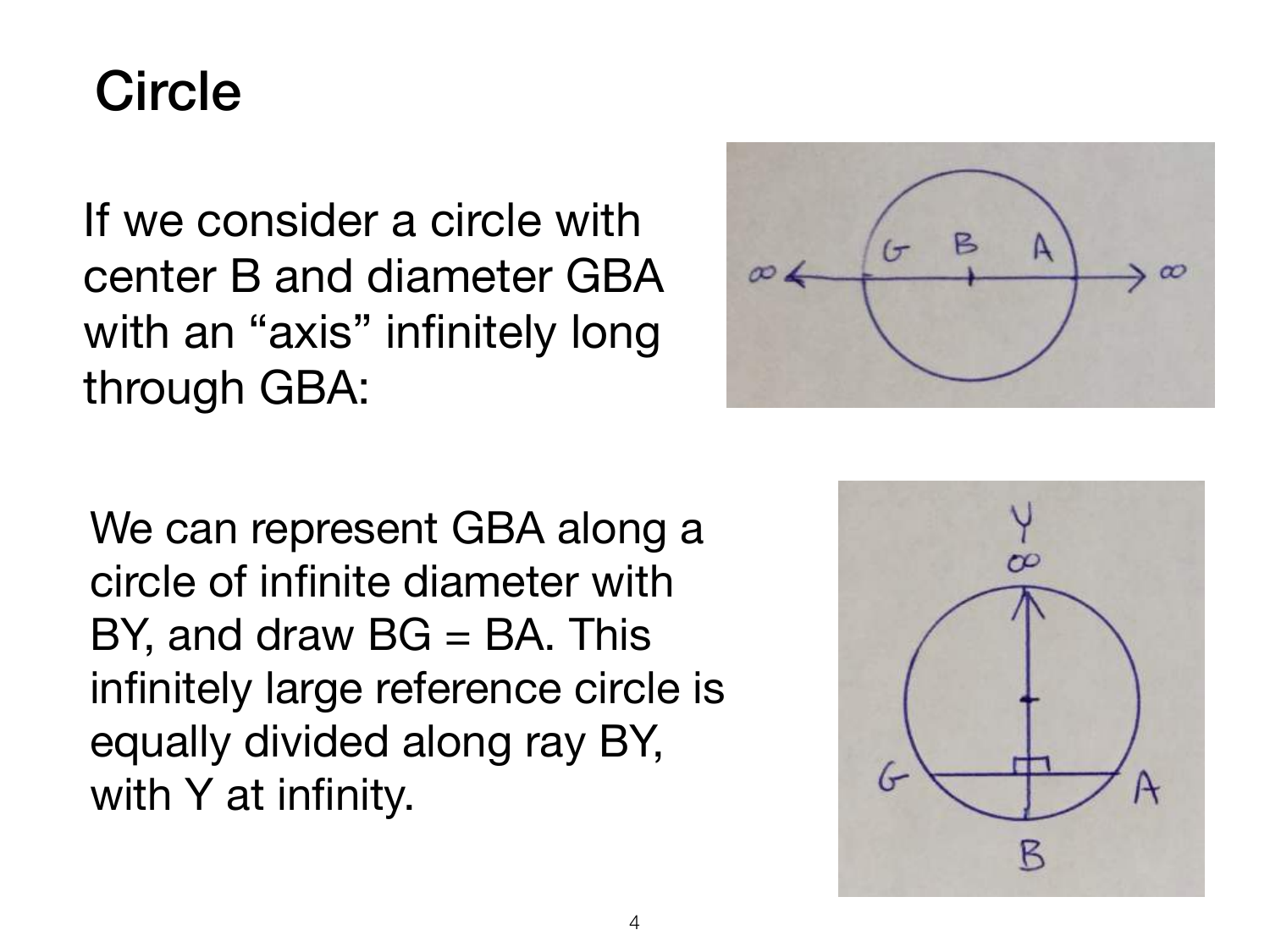# Circle

If we consider a circle with center B and diameter GBA with an "axis" infinitely long through GBA:

We can represent GBA along a circle of infinite diameter with BY, and draw BG = BA. This infinitely large reference circle is equally divided along ray BY, with Y at infinity.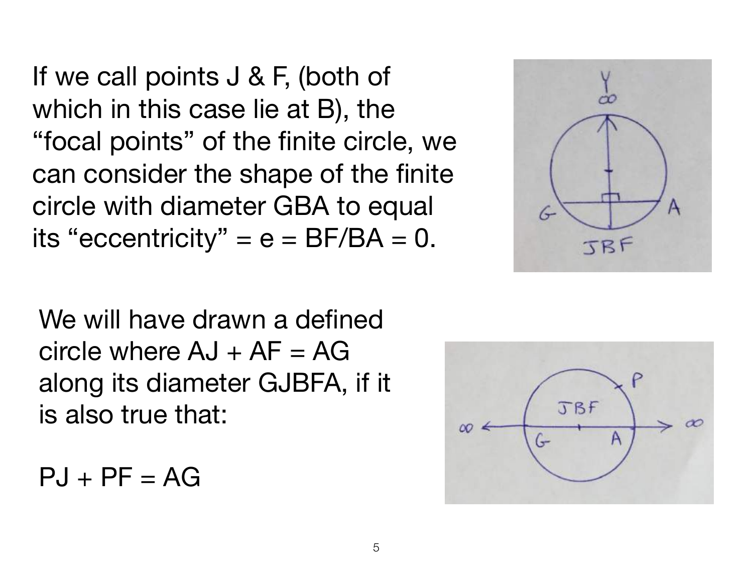If we call points J & F, (both of which in this case lie at B), the "focal points" of the finite circle, we can consider the shape of the finite circle with diameter GBA to equal its "eccentricity" = $e = BF/BA = 0$.

We will have drawn a defined circle where $AJ + AF = AG$ along its diameter GJBFA, if it is also true that:

$PJ + PF = AG$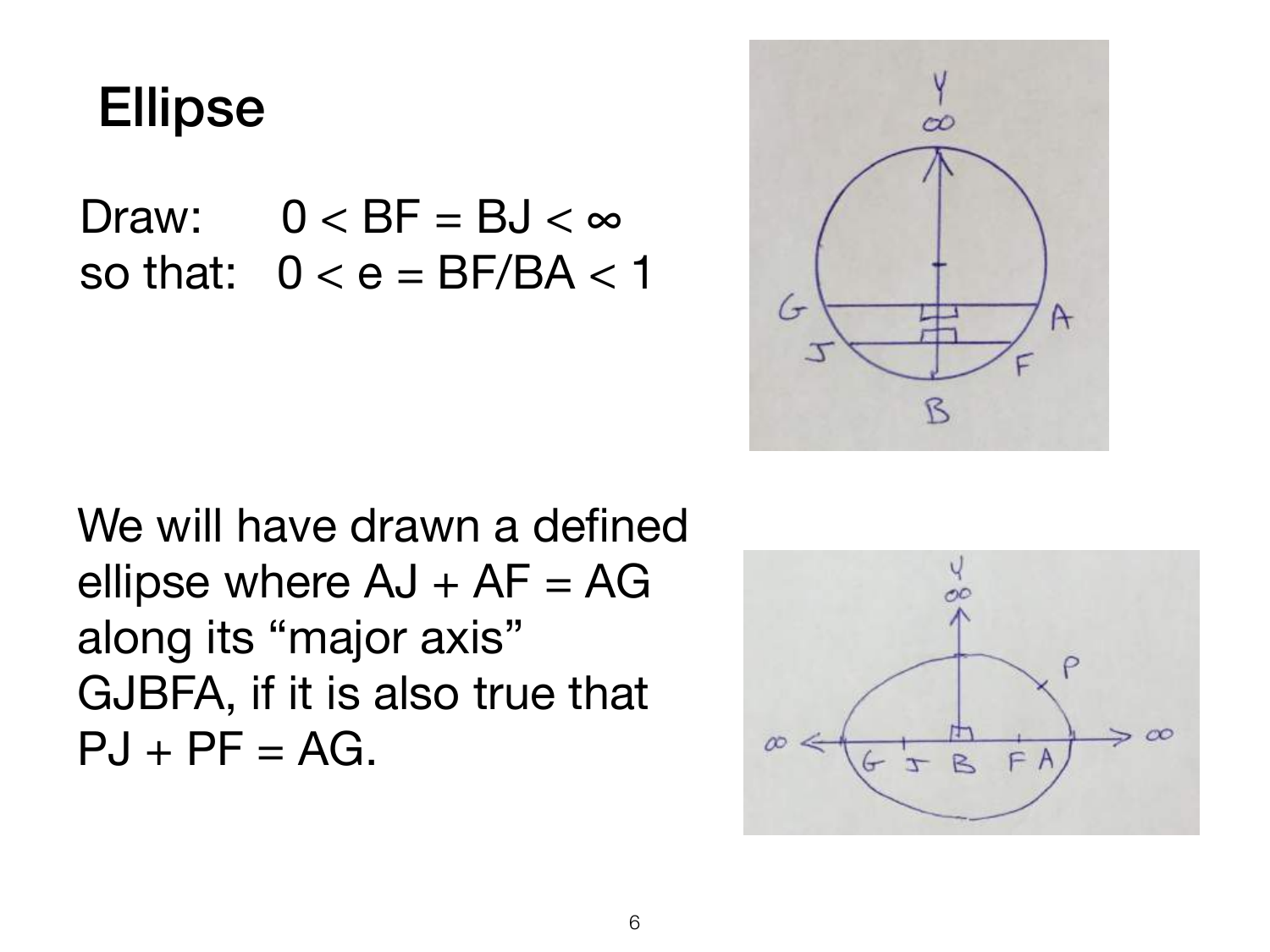# Ellipse

Draw: $0 < BF = BJ < \infty$
so that: $0 < e = BF/BA < 1$

We will have drawn a defined ellipse where $AJ + AF = AG$ along its "major axis" GJBFA, if it is also true that $PJ + PF = AG$.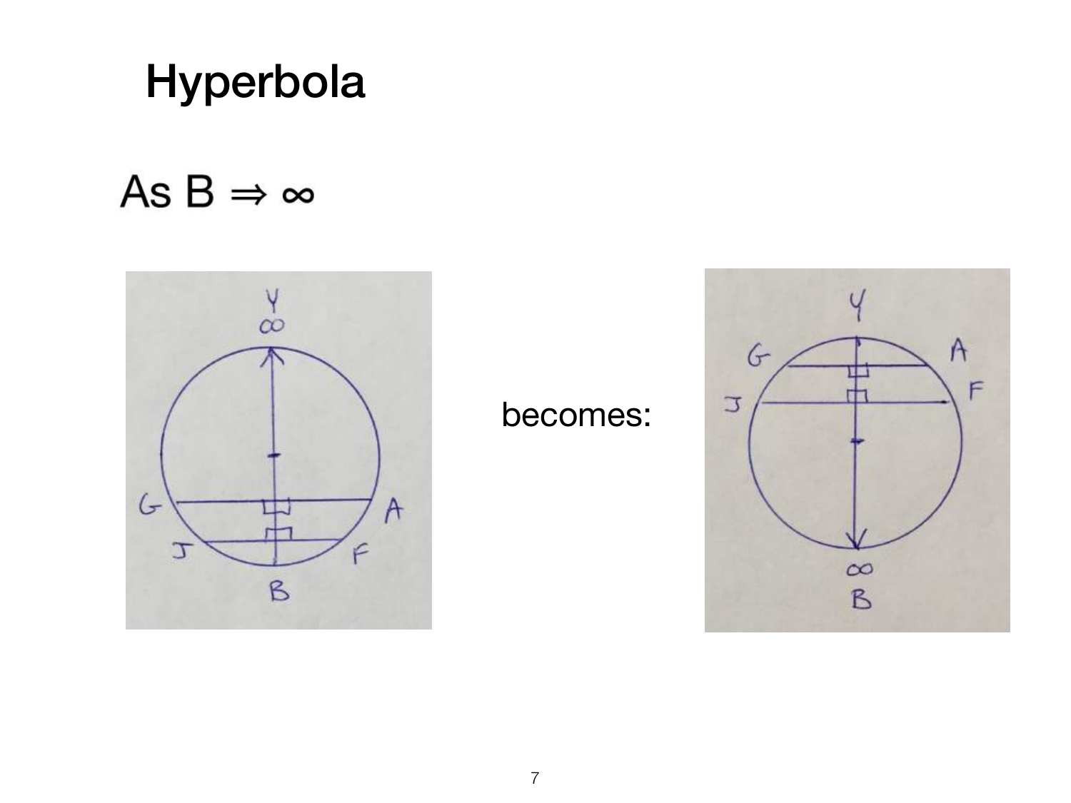# Hyperbola

As B $\Rightarrow \infty$

becomes: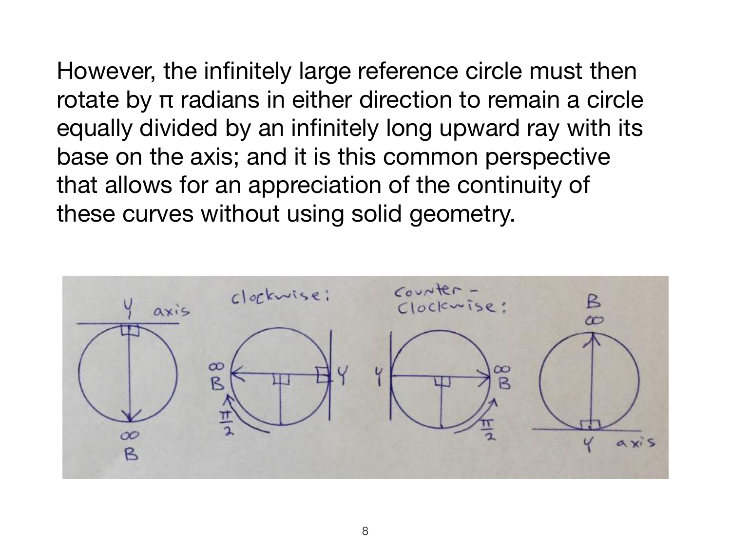However, the infinitely large reference circle must then rotate by π radians in either direction to remain a circle equally divided by an infinitely long upward ray with its base on the axis; and it is this common perspective that allows for an appreciation of the continuity of these curves without using solid geometry.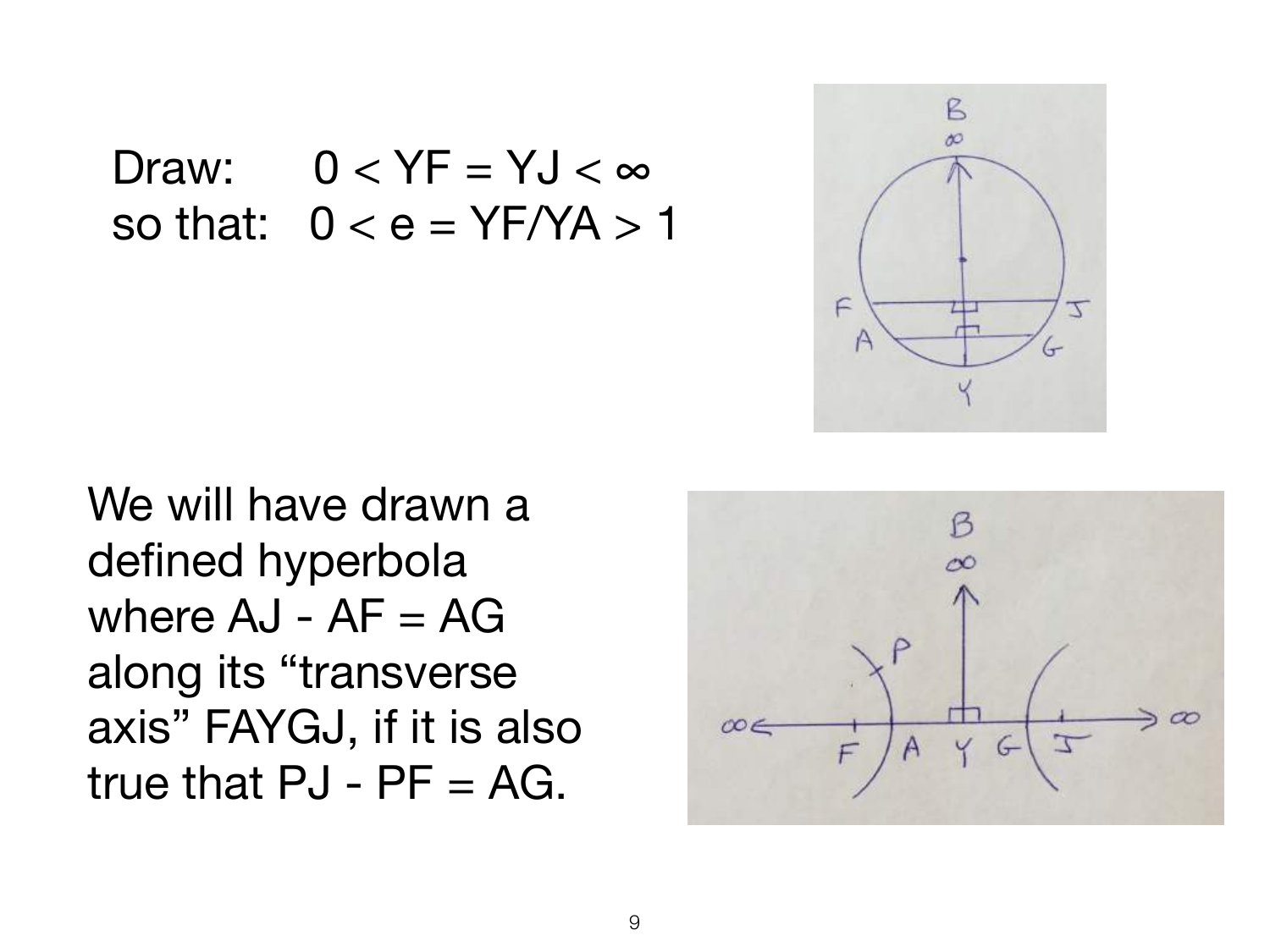Draw: $0 < YF = YJ < \infty$
so that: $0 < e = YF/YA > 1$

We will have drawn a defined hyperbola where AJ - AF = AG along its "transverse axis" FAYGJ, if it is also true that PJ - PF = AG.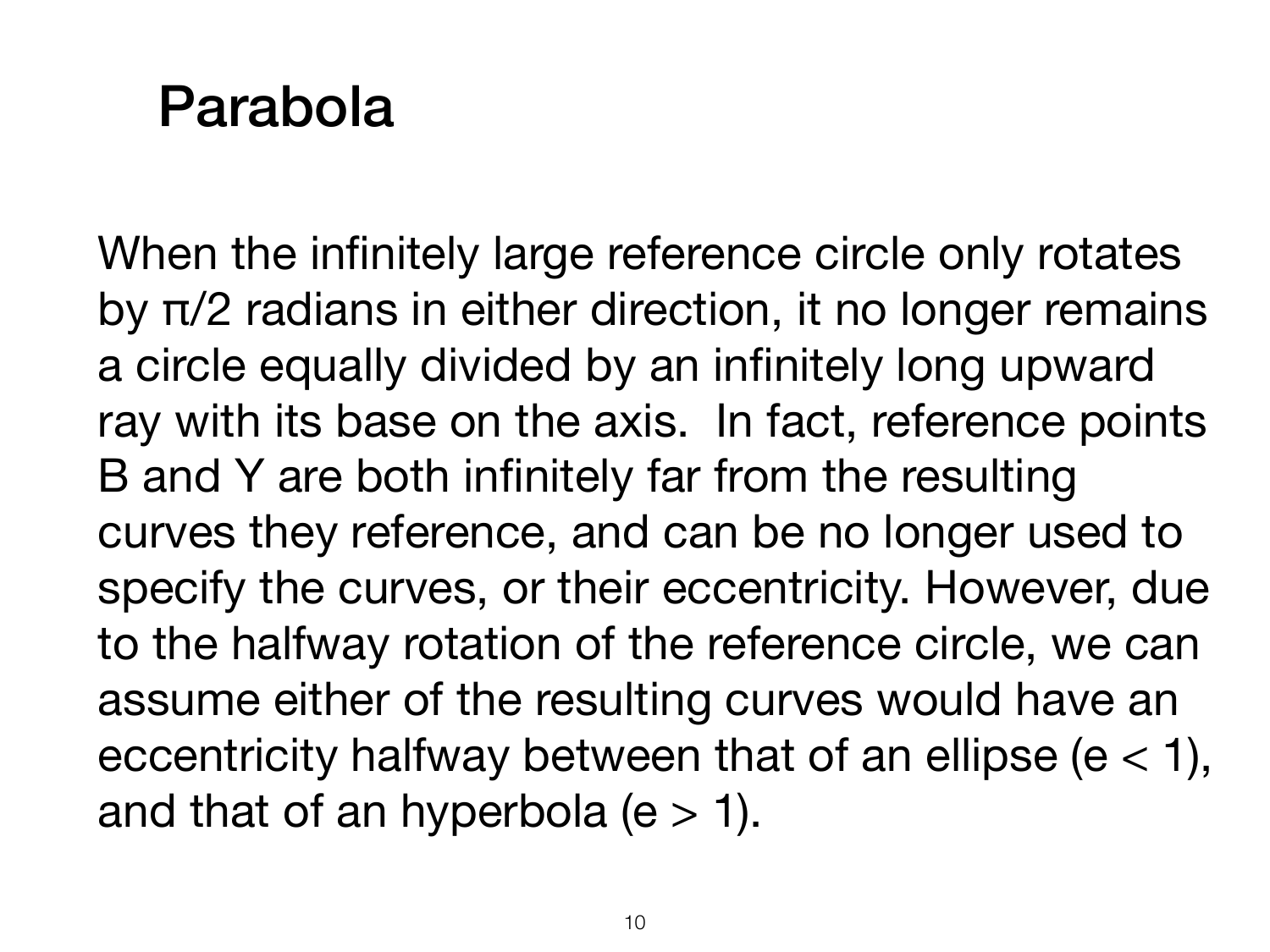# Parabola

When the infinitely large reference circle only rotates by $\pi/2$ radians in either direction, it no longer remains a circle equally divided by an infinitely long upward ray with its base on the axis. In fact, reference points B and Y are both infinitely far from the resulting curves they reference, and can be no longer used to specify the curves, or their eccentricity. However, due to the halfway rotation of the reference circle, we can assume either of the resulting curves would have an eccentricity halfway between that of an ellipse ($e < 1$), and that of an hyperbola ($e > 1$).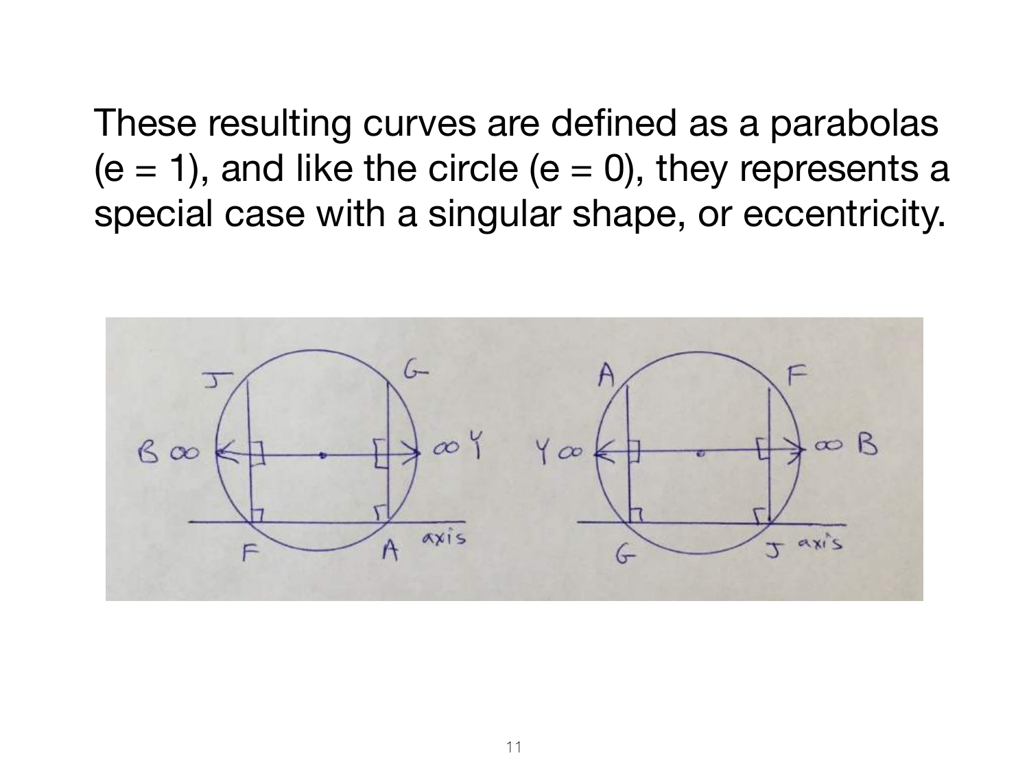These resulting curves are defined as a parabolas ($e = 1$), and like the circle ($e = 0$), they represents a special case with a singular shape, or eccentricity.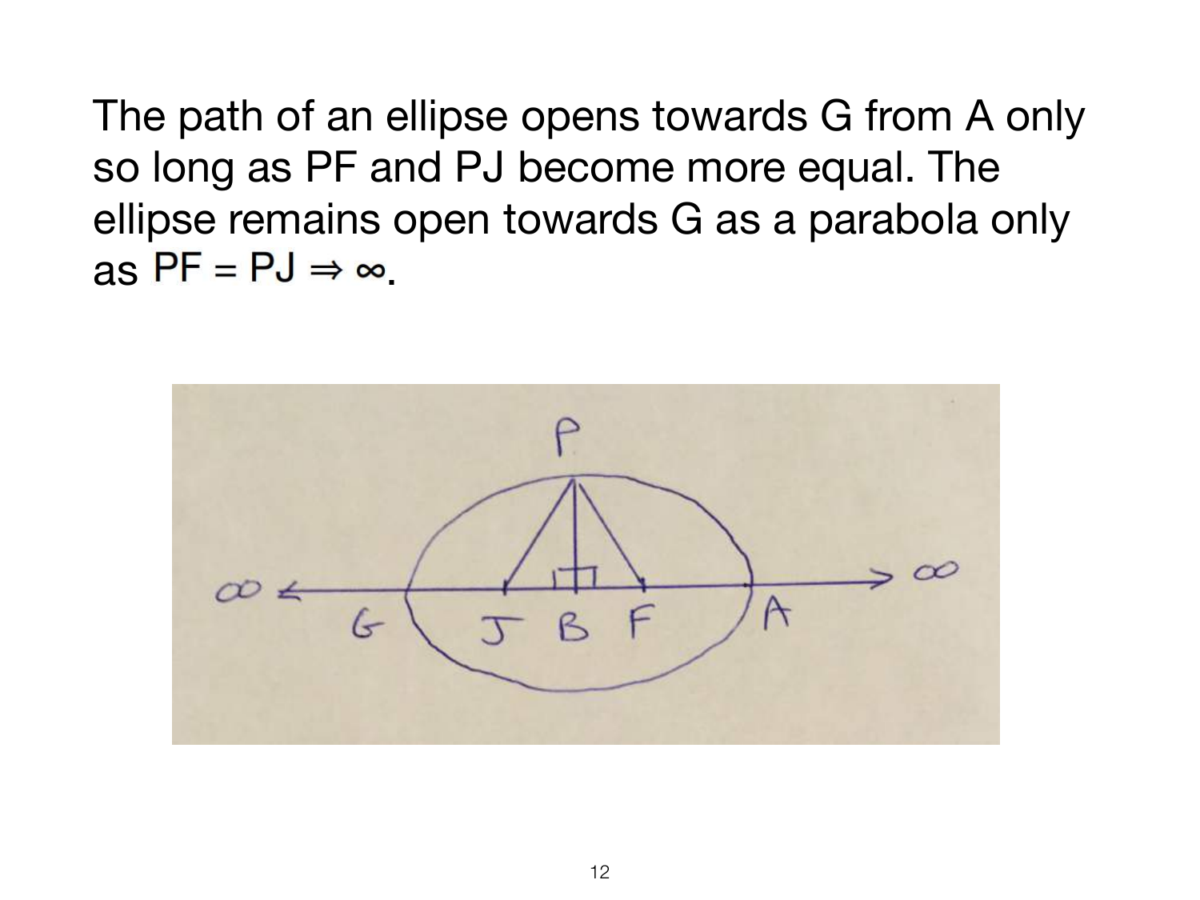The path of an ellipse opens towards G from A only so long as PF and PJ become more equal. The ellipse remains open towards G as a parabola only as $PF = PJ \Rightarrow \infty$.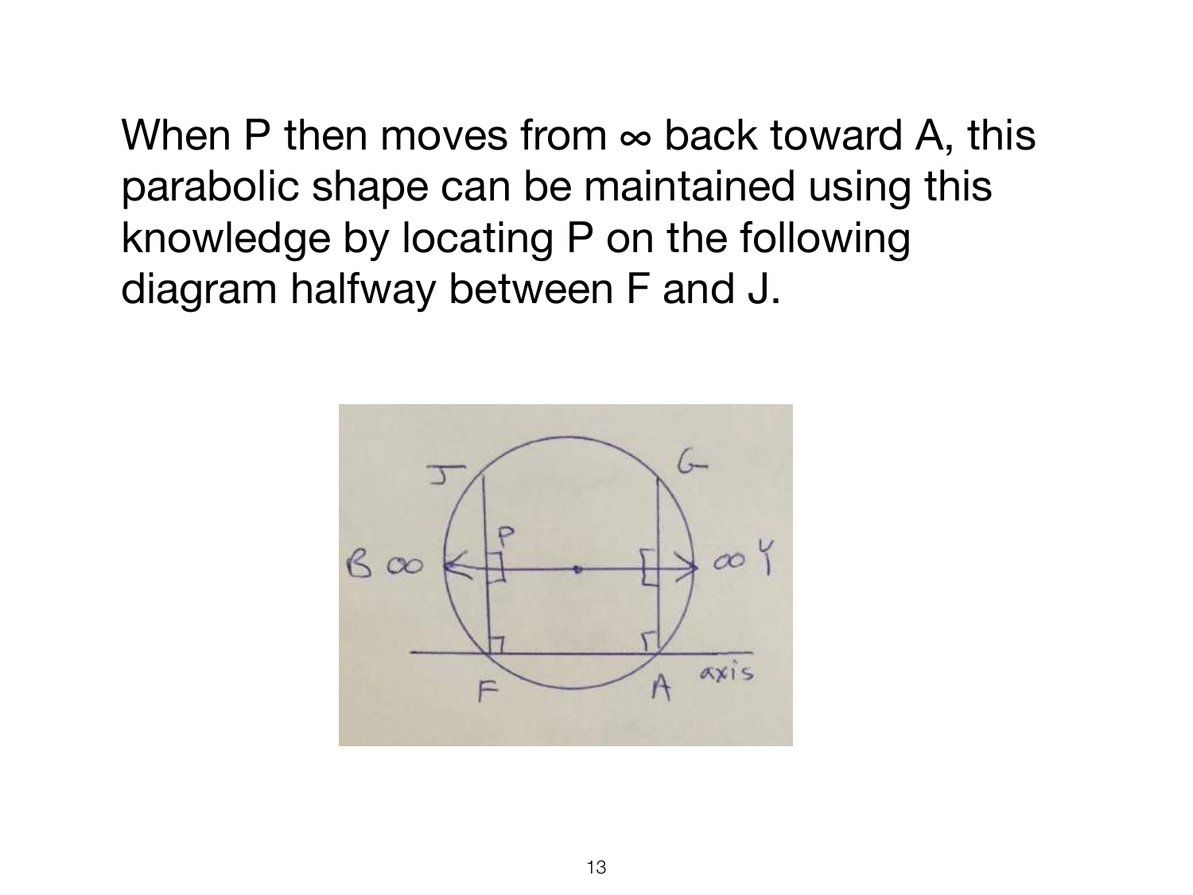When P then moves from ∞ back toward A, this parabolic shape can be maintained using this knowledge by locating P on the following diagram halfway between F and J.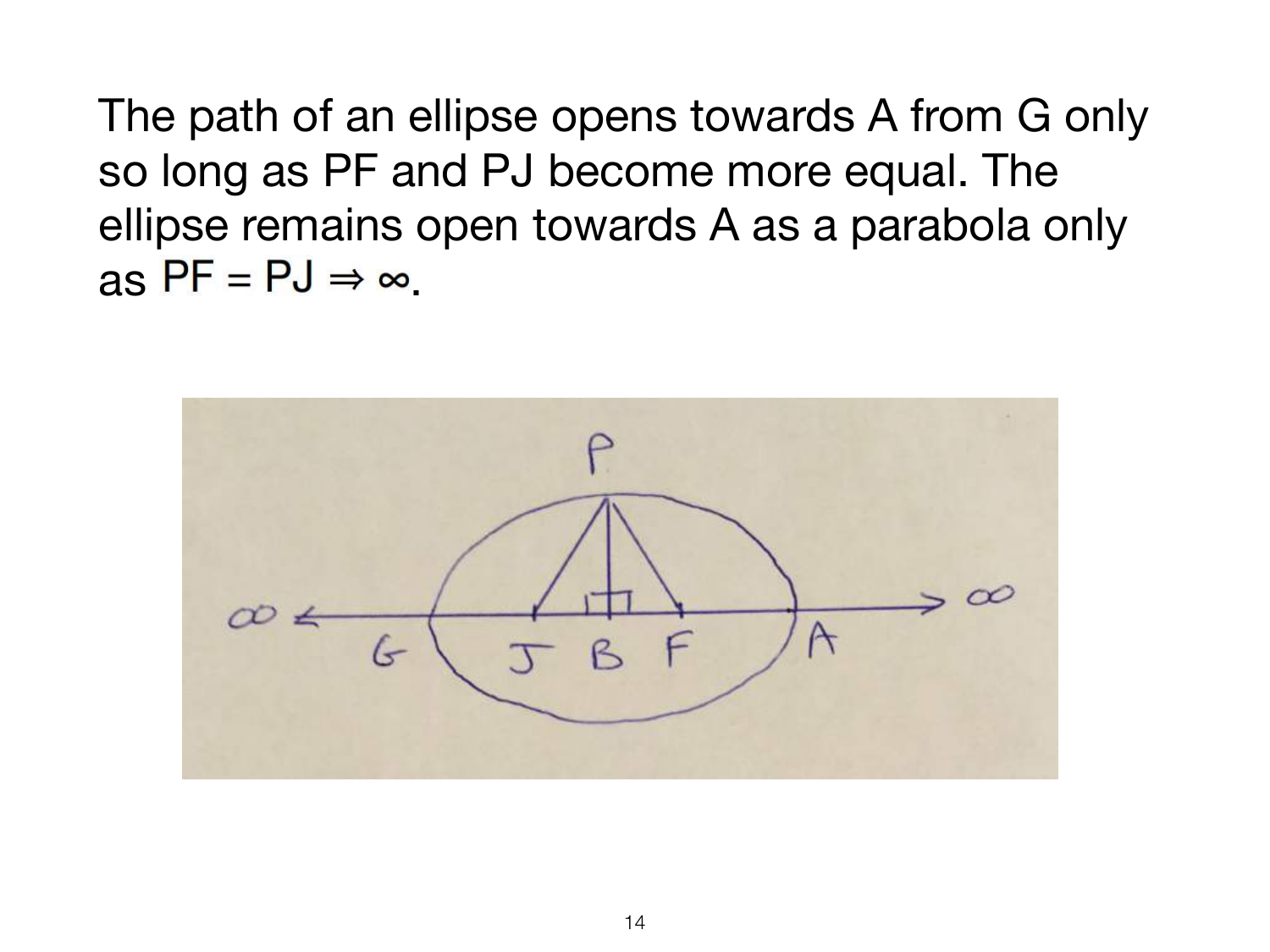The path of an ellipse opens towards A from G only so long as PF and PJ become more equal. The ellipse remains open towards A as a parabola only as $PF = PJ \Rightarrow \infty$.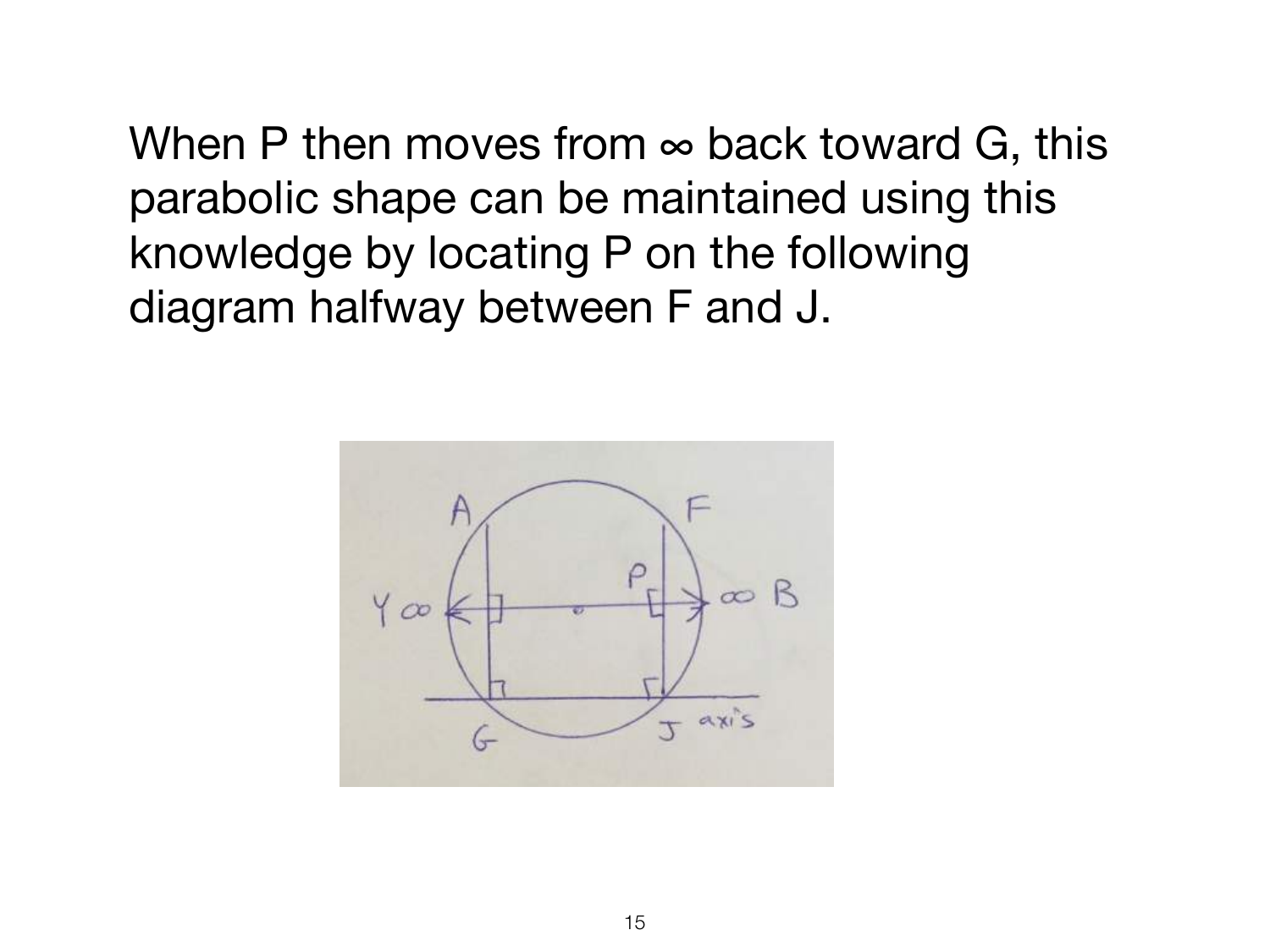When P then moves from ∞ back toward G, this parabolic shape can be maintained using this knowledge by locating P on the following diagram halfway between F and J.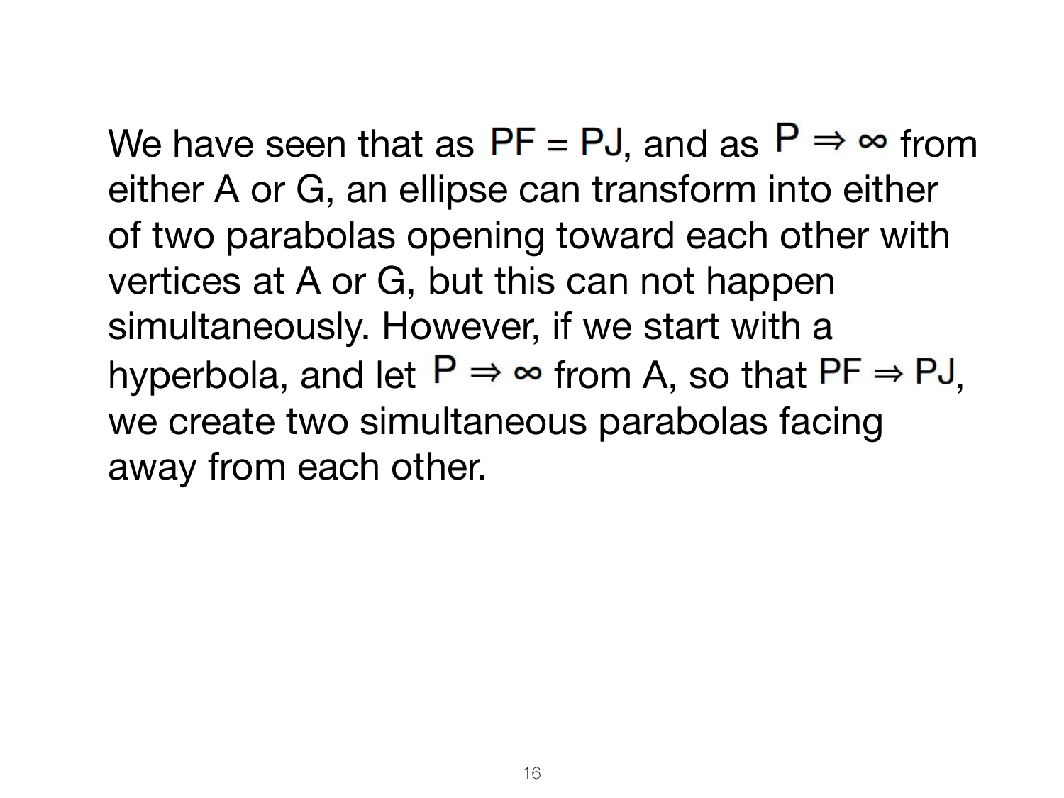We have seen that as $PF = PJ$, and as $P \Rightarrow \infty$ from either A or G, an ellipse can transform into either of two parabolas opening toward each other with vertices at A or G, but this can not happen simultaneously. However, if we start with a hyperbola, and let $P \Rightarrow \infty$ from A, so that $PF \Rightarrow PJ$, we create two simultaneous parabolas facing away from each other.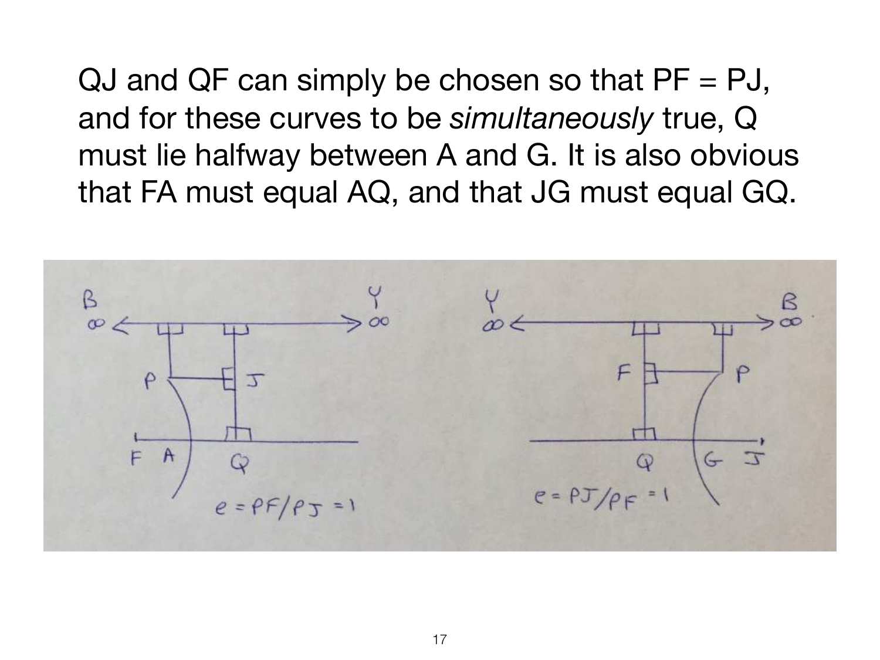QJ and QF can simply be chosen so that PF = PJ, and for these curves to be *simultaneously* true, Q must lie halfway between A and G. It is also obvious that FA must equal AQ, and that JG must equal GQ.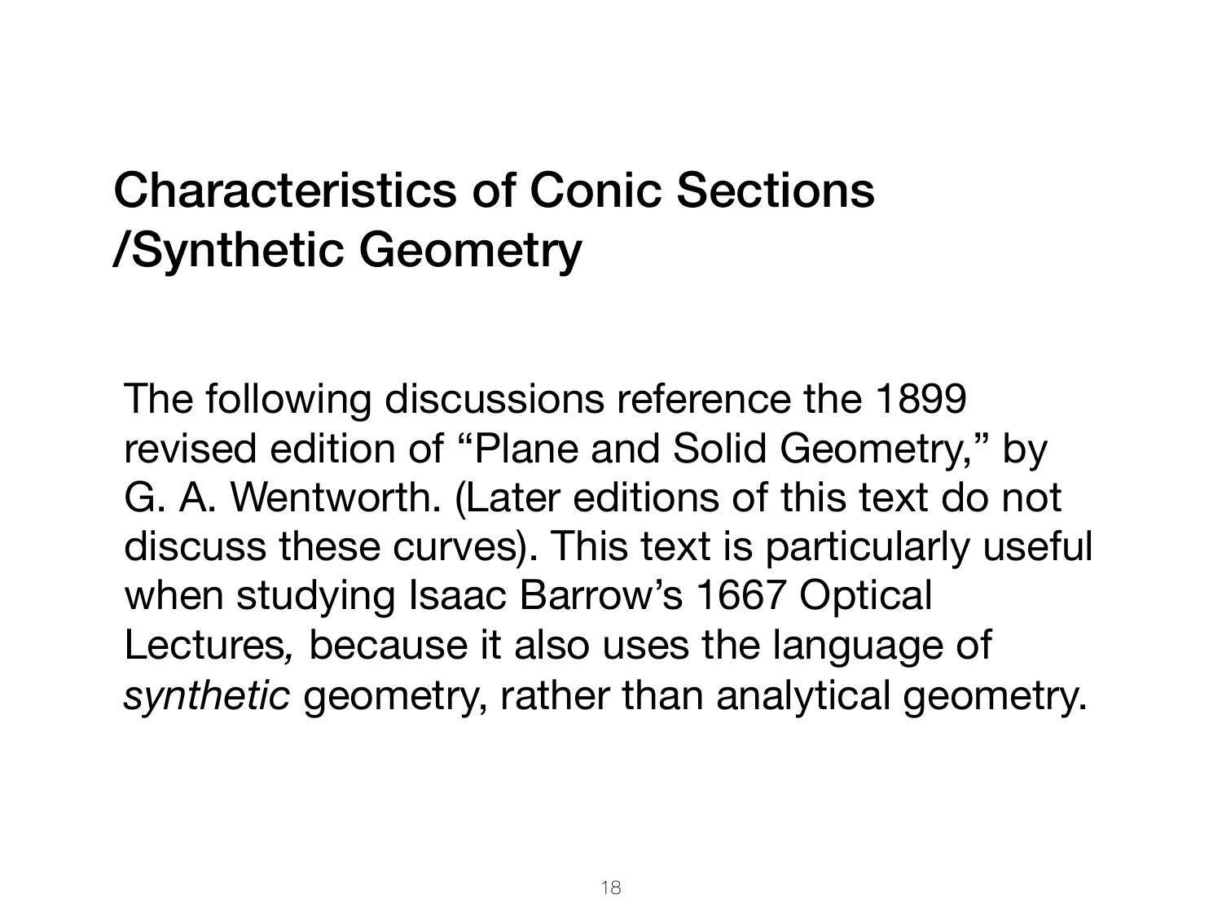# Characteristics of Conic Sections /Synthetic Geometry

The following discussions reference the 1899 revised edition of “Plane and Solid Geometry,” by G. A. Wentworth. (Later editions of this text do not discuss these curves). This text is particularly useful when studying Isaac Barrow’s 1667 Optical Lectures, because it also uses the language of *synthetic* geometry, rather than analytical geometry.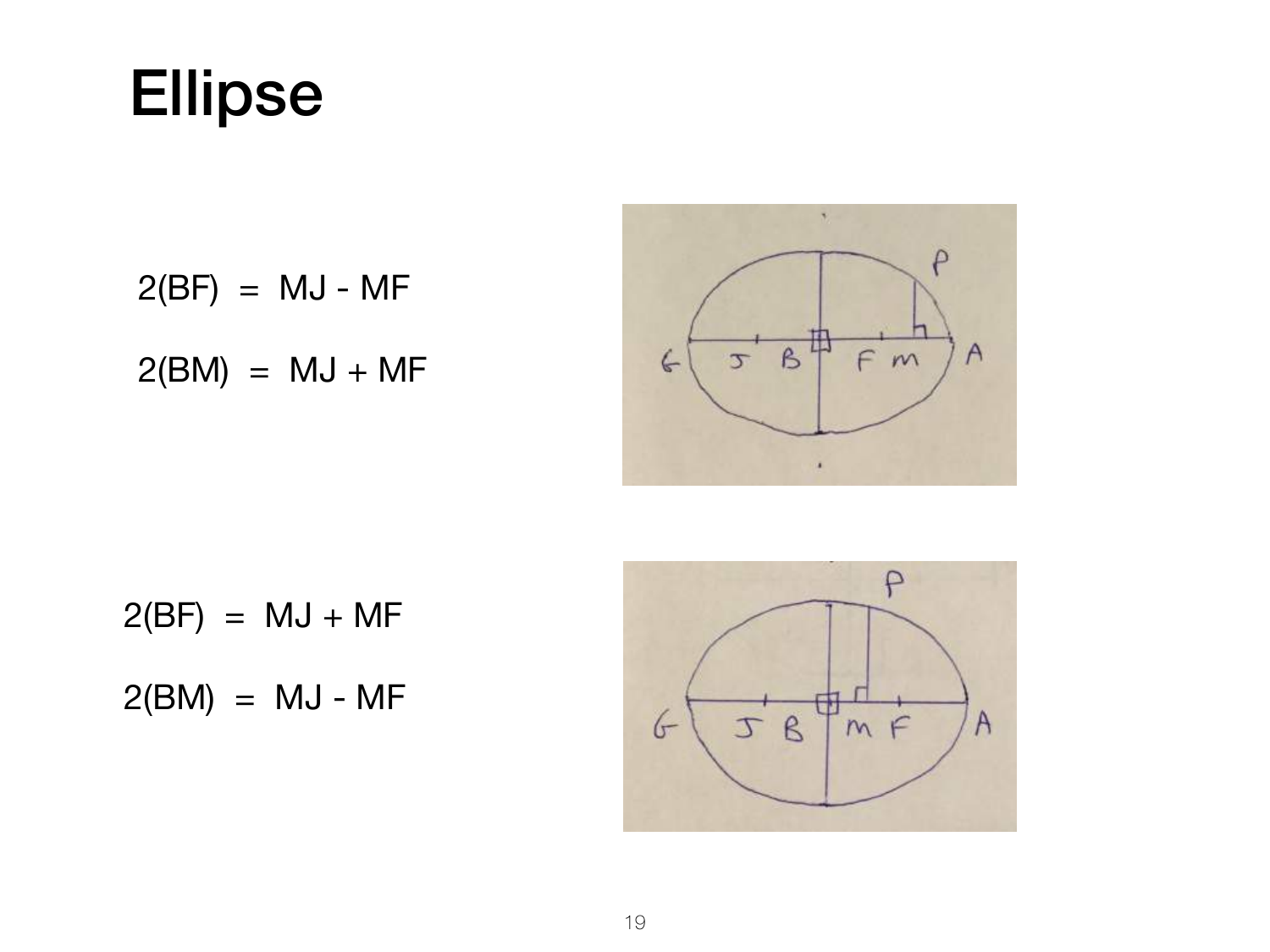# Ellipse

$$2(BF) = MJ - MF$$

$$2(BM) = MJ + MF$$

$$2(BF) = MJ + MF$$

$$2(BM) = MJ - MF$$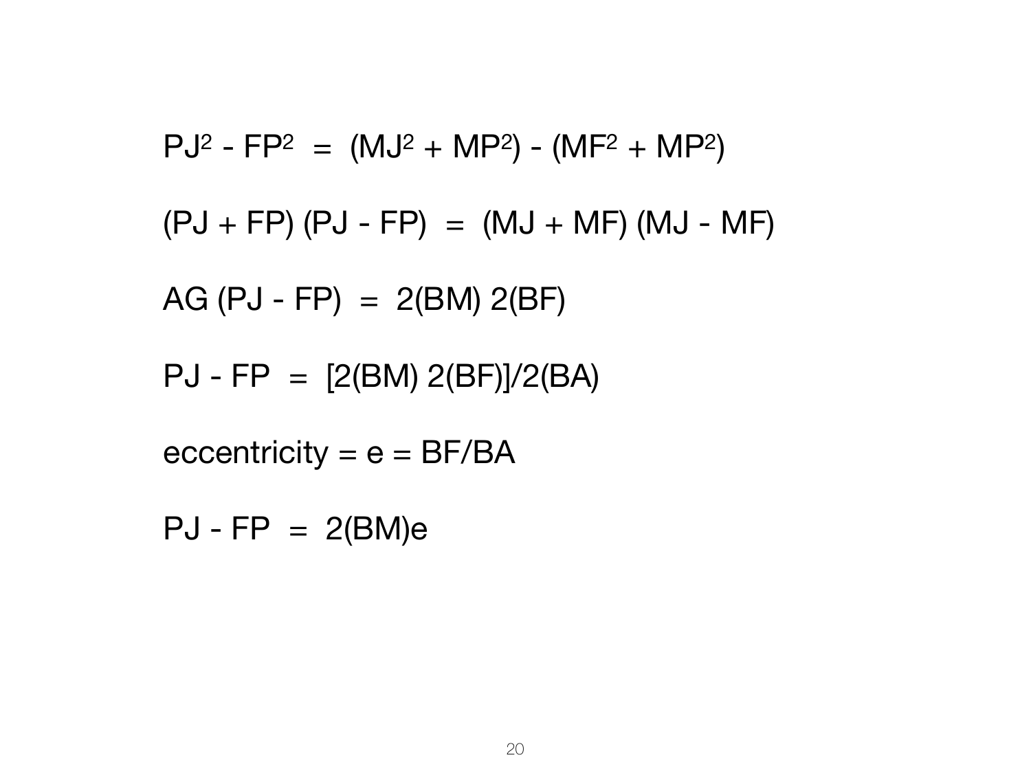$$PJ^2 - FP^2 = (MJ^2 + MP^2) - (MF^2 + MP^2)$$

$$(PJ + FP)(PJ - FP) = (MJ + MF)(MJ - MF)$$

$$AG(PJ - FP) = 2(BM)\,2(BF)$$

$$PJ - FP = [2(BM)\,2(BF)]/2(BA)$$

$$\text{eccentricity} = e = BF/BA$$

$$PJ - FP = 2(BM)e$$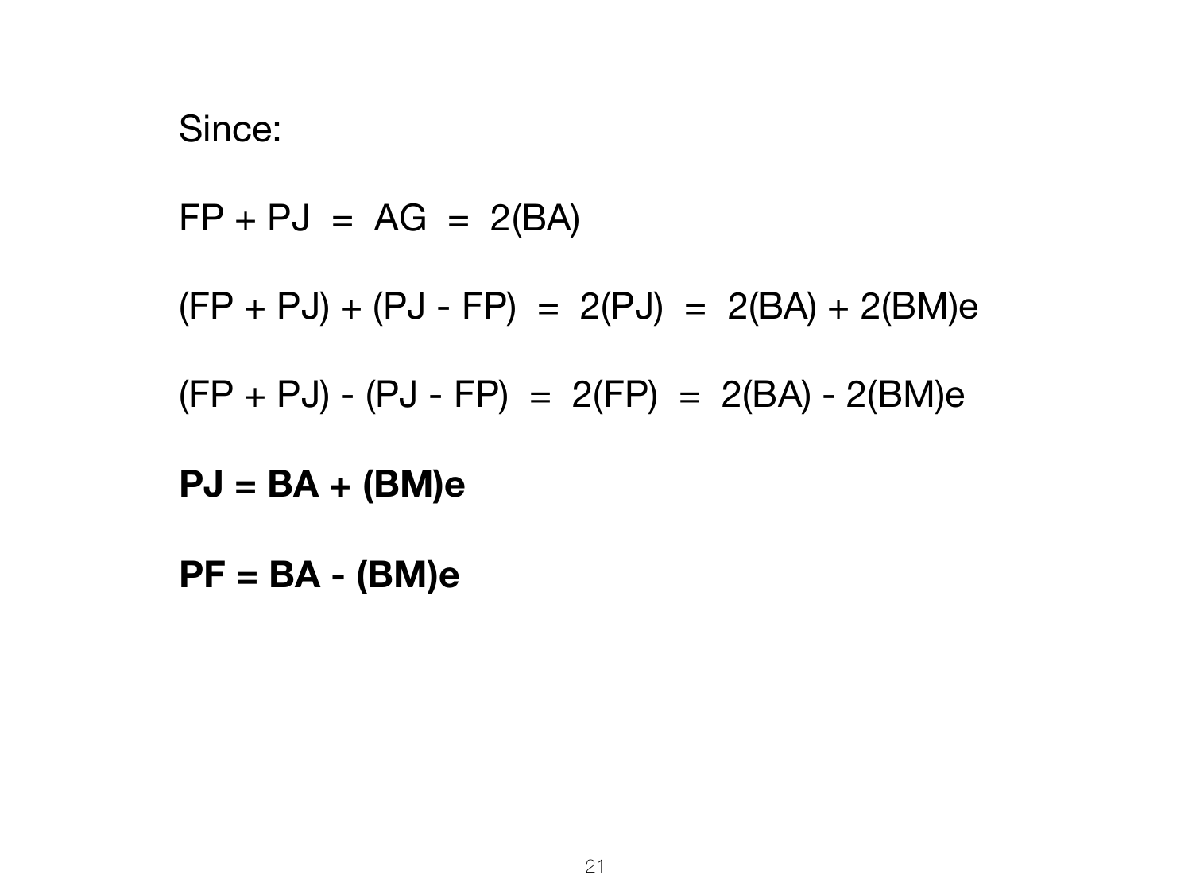Since:

$$FP + PJ = AG = 2(BA)$$

$$(FP + PJ) + (PJ - FP) = 2(PJ) = 2(BA) + 2(BM)e$$

$$(FP + PJ) - (PJ - FP) = 2(FP) = 2(BA) - 2(BM)e$$

$$\mathbf{PJ = BA + (BM)e}$$

$$\mathbf{PF = BA - (BM)e}$$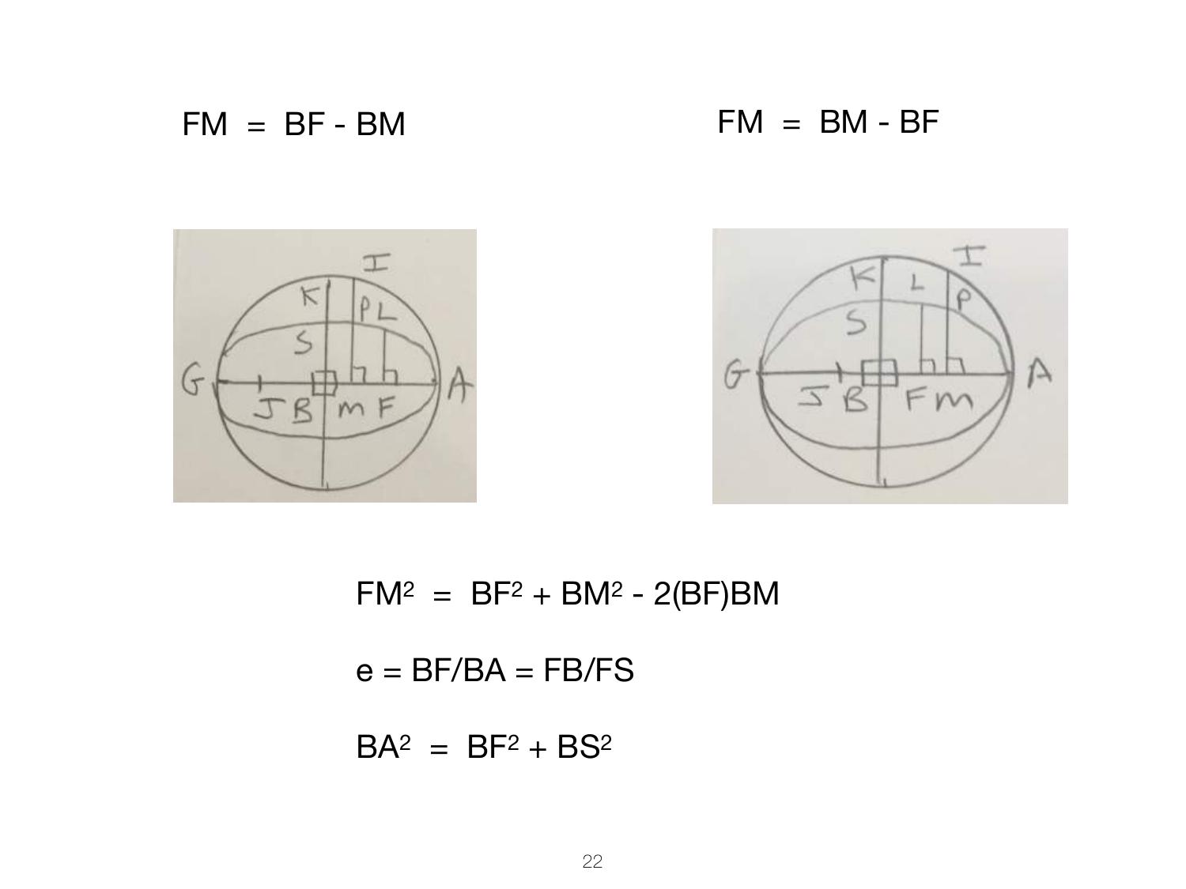$FM = BF - BM$

$FM = BM - BF$

$FM^2 = BF^2 + BM^2 - 2(BF)BM$

$e = BF/BA = FB/FS$

$BA^2 = BF^2 + BS^2$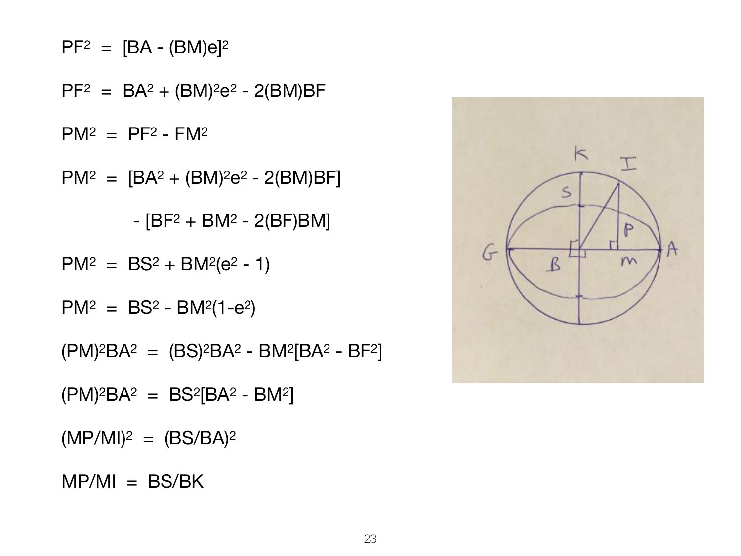$$PF^2 = [BA - (BM)e]^2$$

$$PF^2 = BA^2 + (BM)^2e^2 - 2(BM)BF$$

$$PM^2 = PF^2 - FM^2$$

$$PM^2 = [BA^2 + (BM)^2e^2 - 2(BM)BF]$$

$$- [BF^2 + BM^2 - 2(BF)BM]$$

$$PM^2 = BS^2 + BM^2(e^2 - 1)$$

$$PM^2 = BS^2 - BM^2(1-e^2)$$

$$(PM)^2BA^2 = (BS)^2BA^2 - BM^2[BA^2 - BF^2]$$

$$(PM)^2BA^2 = BS^2[BA^2 - BM^2]$$

$$(MP/MI)^2 = (BS/BA)^2$$

$$MP/MI = BS/BK$$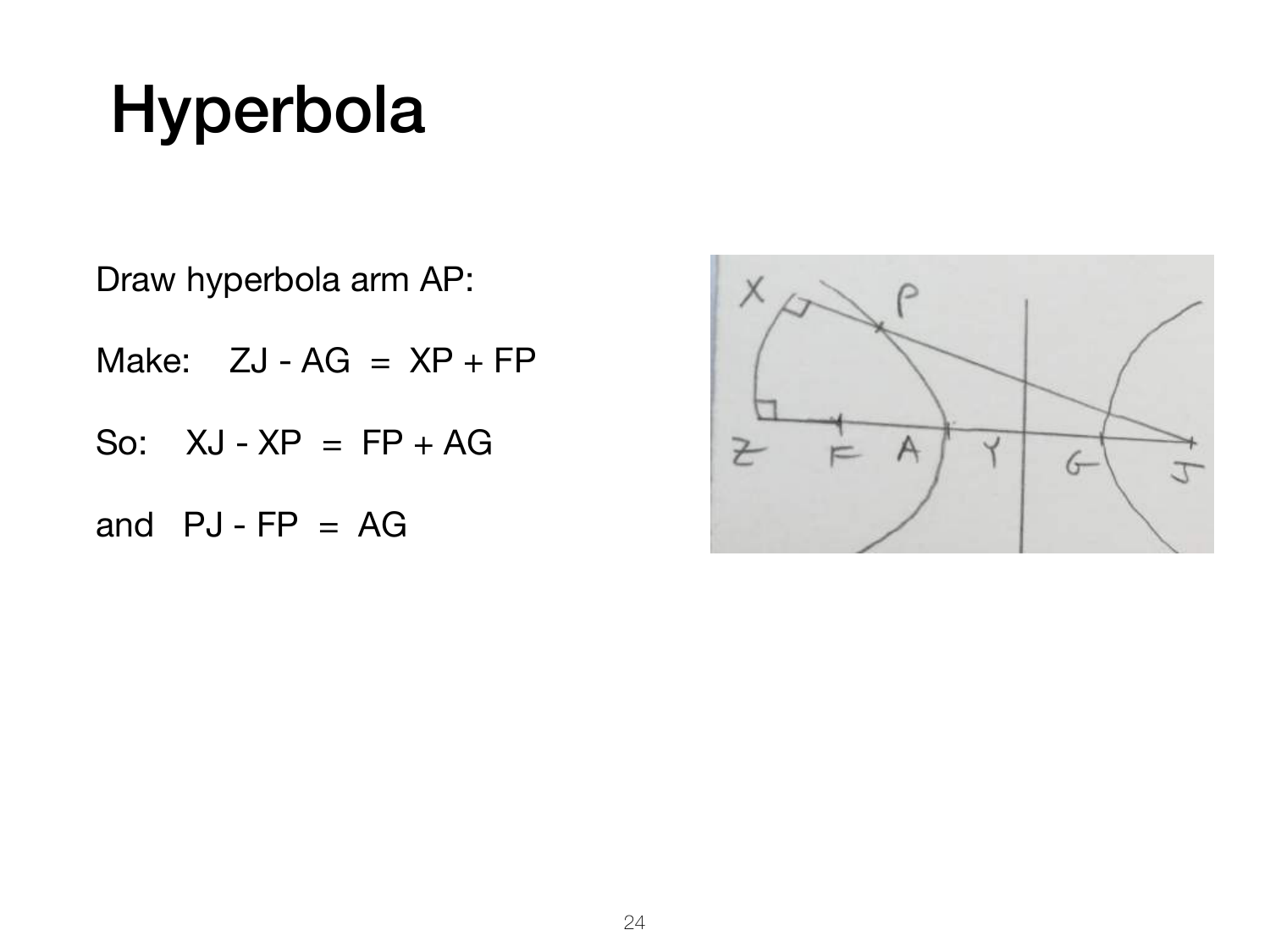# Hyperbola

Draw hyperbola arm AP:

Make: $ZJ - AG = XP + FP$

So: $XJ - XP = FP + AG$

and $PJ - FP = AG$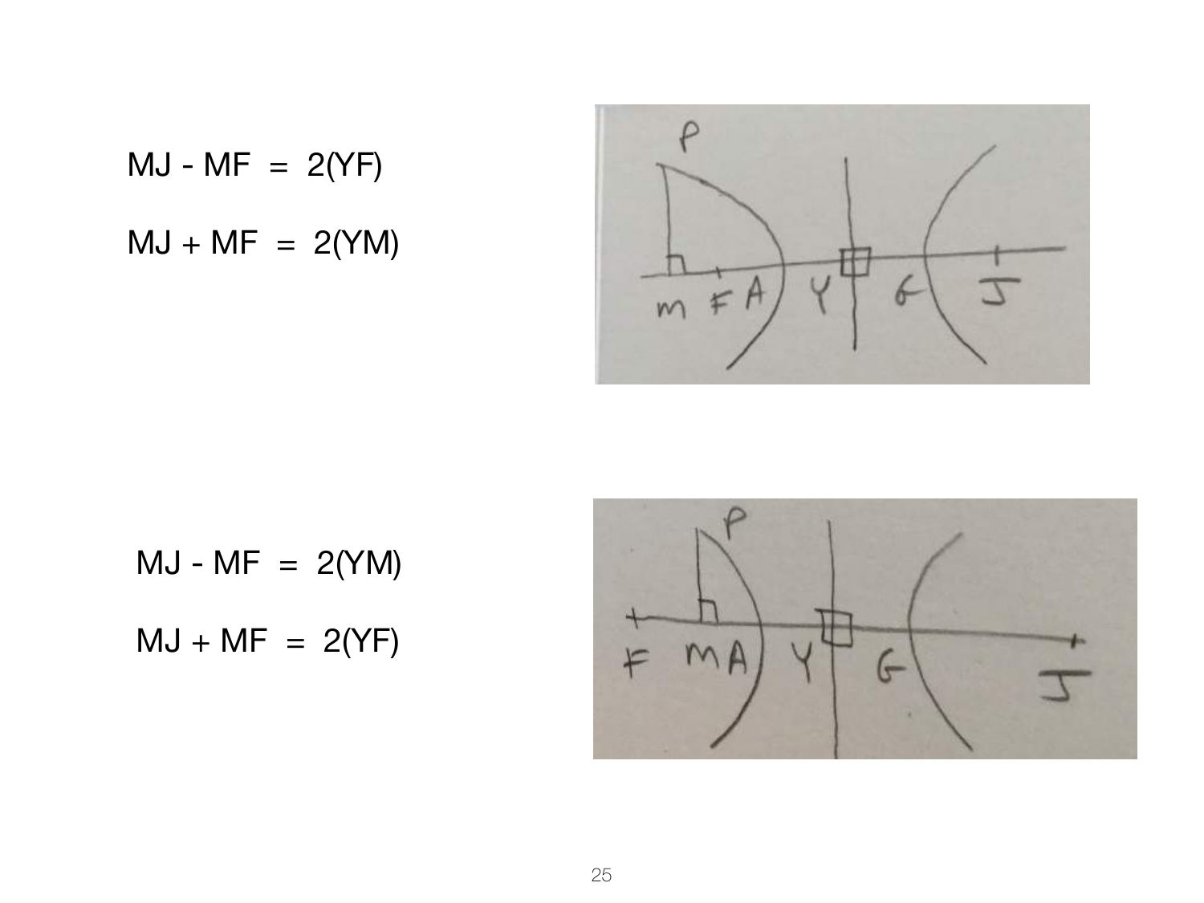$$MJ - MF = 2(YF)$$

$$MJ + MF = 2(YM)$$

$$MJ - MF = 2(YM)$$

$$MJ + MF = 2(YF)$$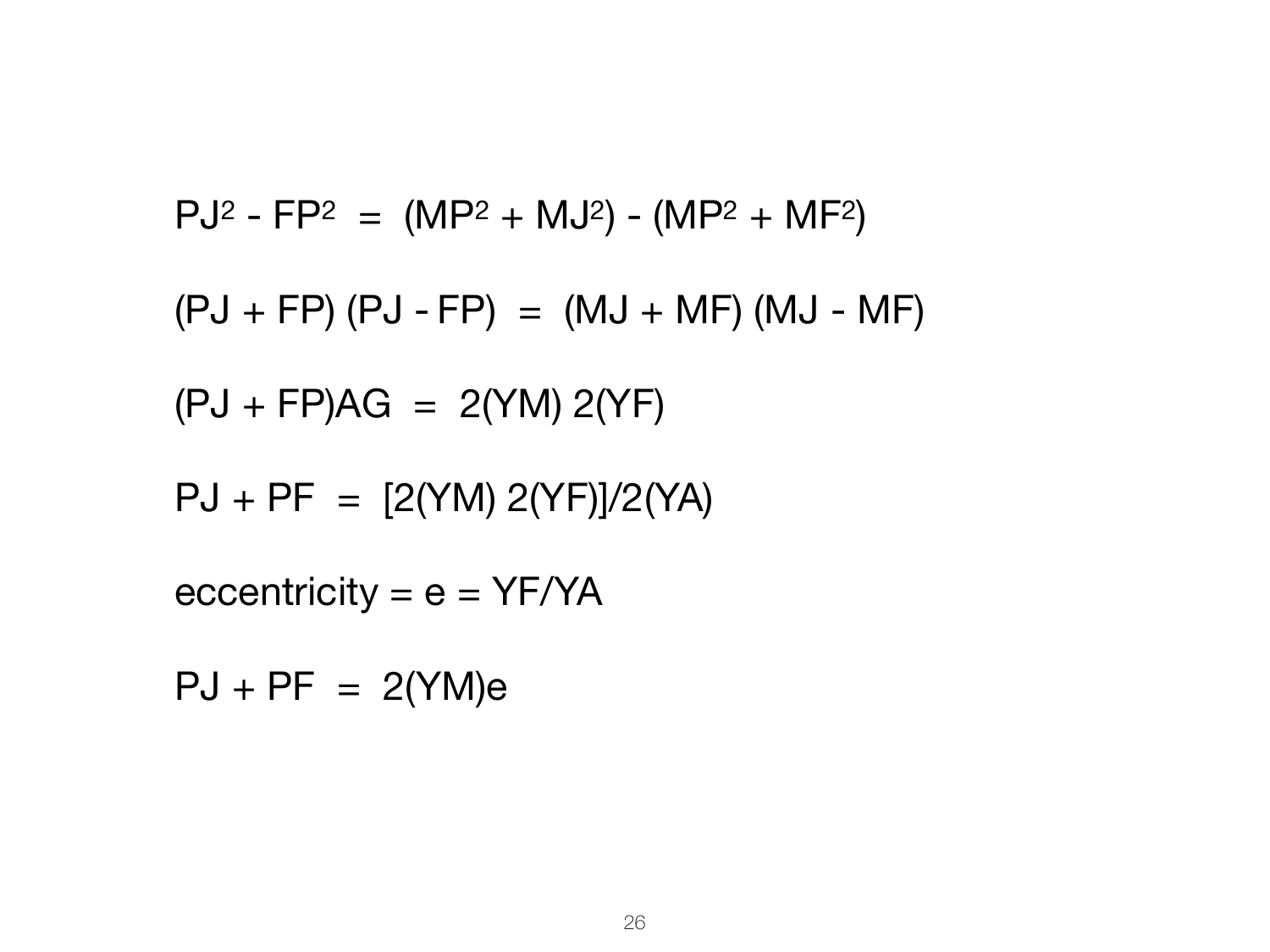$$PJ^2 - FP^2 = (MP^2 + MJ^2) - (MP^2 + MF^2)$$

$$(PJ + FP)(PJ - FP) = (MJ + MF)(MJ - MF)$$

$$(PJ + FP)AG = 2(YM)\,2(YF)$$

$$PJ + PF = [2(YM)\,2(YF)]/2(YA)$$

$$\text{eccentricity} = e = YF/YA$$

$$PJ + PF = 2(YM)e$$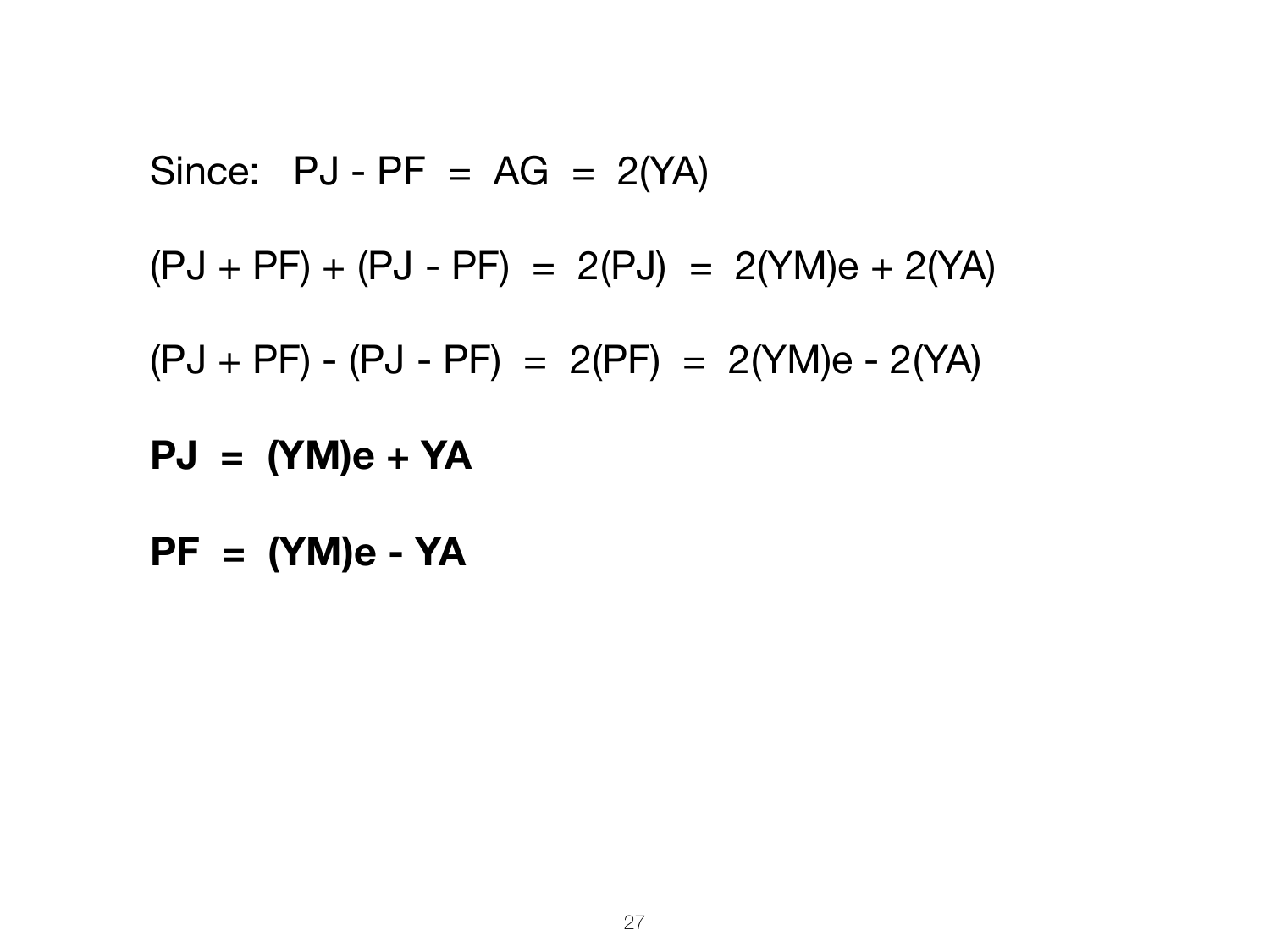Since: $PJ - PF = AG = 2(YA)$

$(PJ + PF) + (PJ - PF) = 2(PJ) = 2(YM)e + 2(YA)$

$(PJ + PF) - (PJ - PF) = 2(PF) = 2(YM)e - 2(YA)$

$\mathbf{PJ = (YM)e + YA}$

$\mathbf{PF = (YM)e - YA}$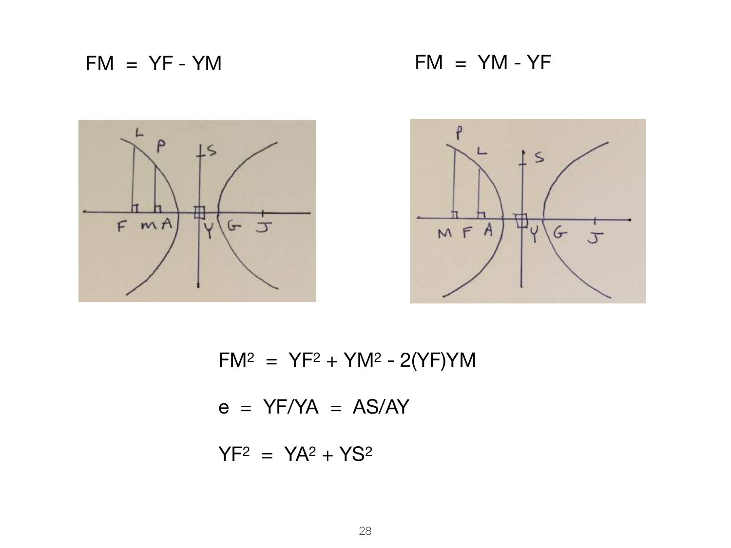$FM = YF - YM$

$FM = YM - YF$

$FM^2 = YF^2 + YM^2 - 2(YF)YM$

$e = YF/YA = AS/AY$

$YF^2 = YA^2 + YS^2$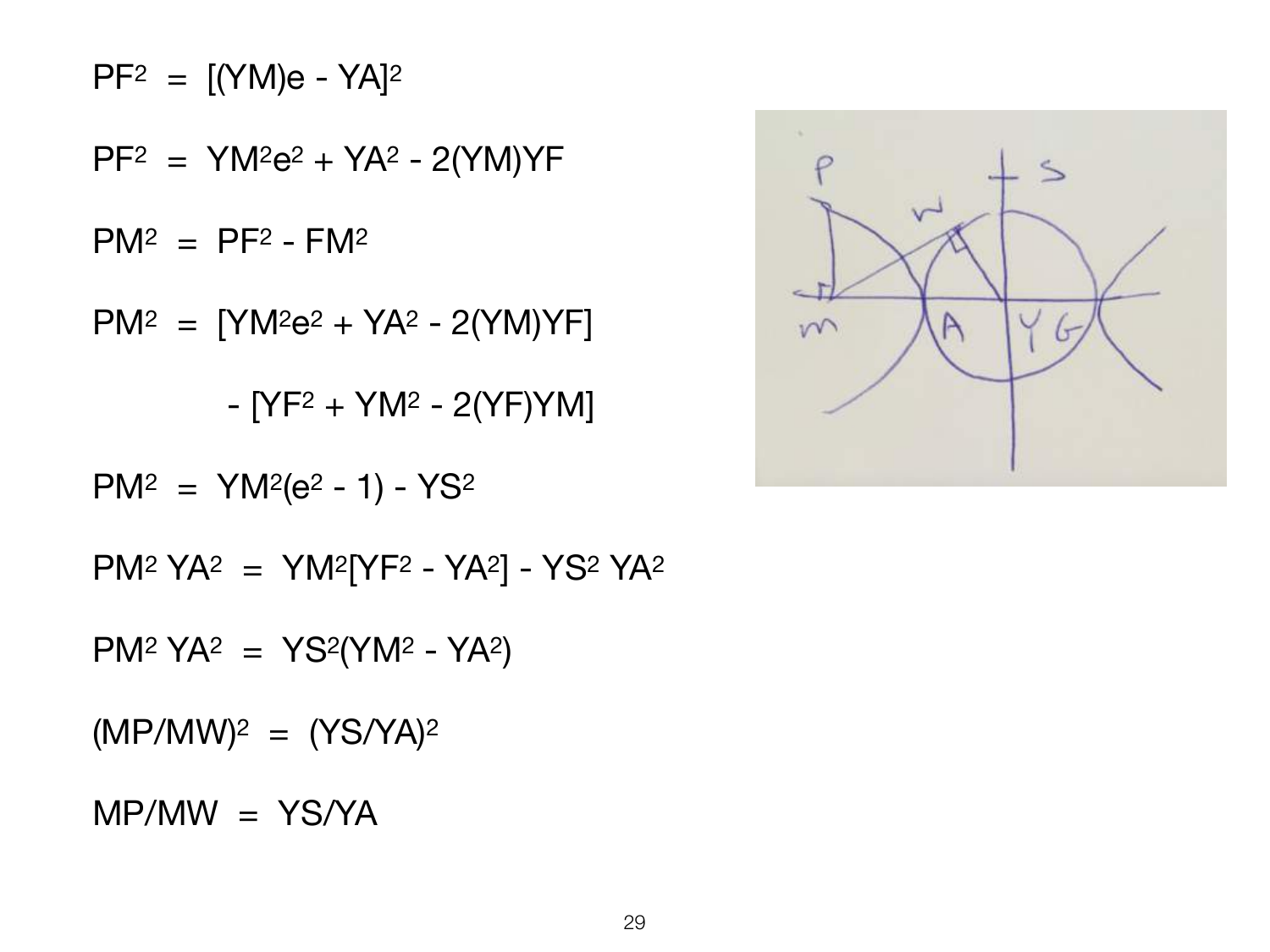$$PF^2 = [(YM)e - YA]^2$$

$$PF^2 = YM^2e^2 + YA^2 - 2(YM)YF$$

$$PM^2 = PF^2 - FM^2$$

$$PM^2 = [YM^2e^2 + YA^2 - 2(YM)YF]$$

$$- [YF^2 + YM^2 - 2(YF)YM]$$

$$PM^2 = YM^2(e^2 - 1) - YS^2$$

$$PM^2\ YA^2 = YM^2[YF^2 - YA^2] - YS^2\ YA^2$$

$$PM^2\ YA^2 = YS^2(YM^2 - YA^2)$$

$$(MP/MW)^2 = (YS/YA)^2$$

$$MP/MW = YS/YA$$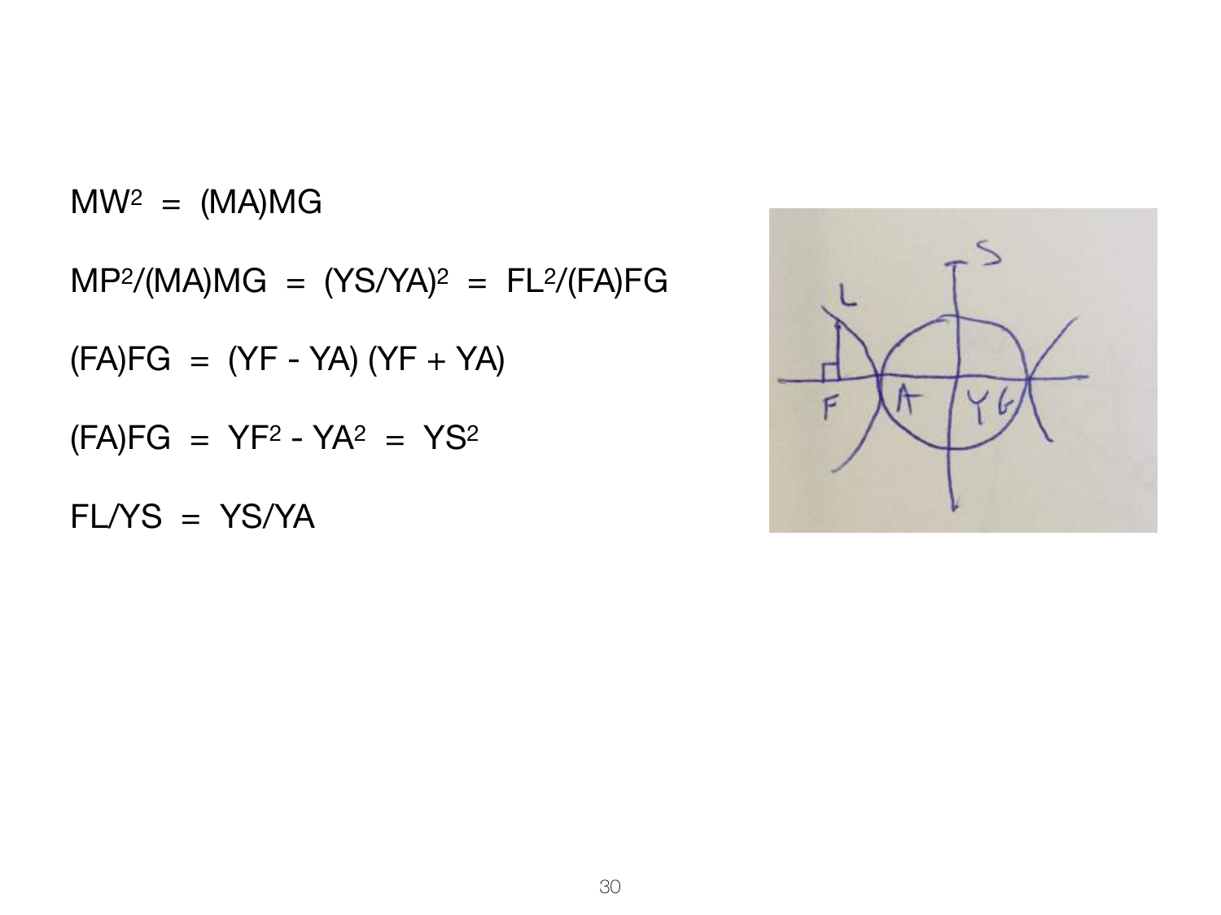$$MW^2 = (MA)MG$$

$$MP^2/(MA)MG = (YS/YA)^2 = FL^2/(FA)FG$$

$$(FA)FG = (YF - YA)(YF + YA)$$

$$(FA)FG = YF^2 - YA^2 = YS^2$$

$$FL/YS = YS/YA$$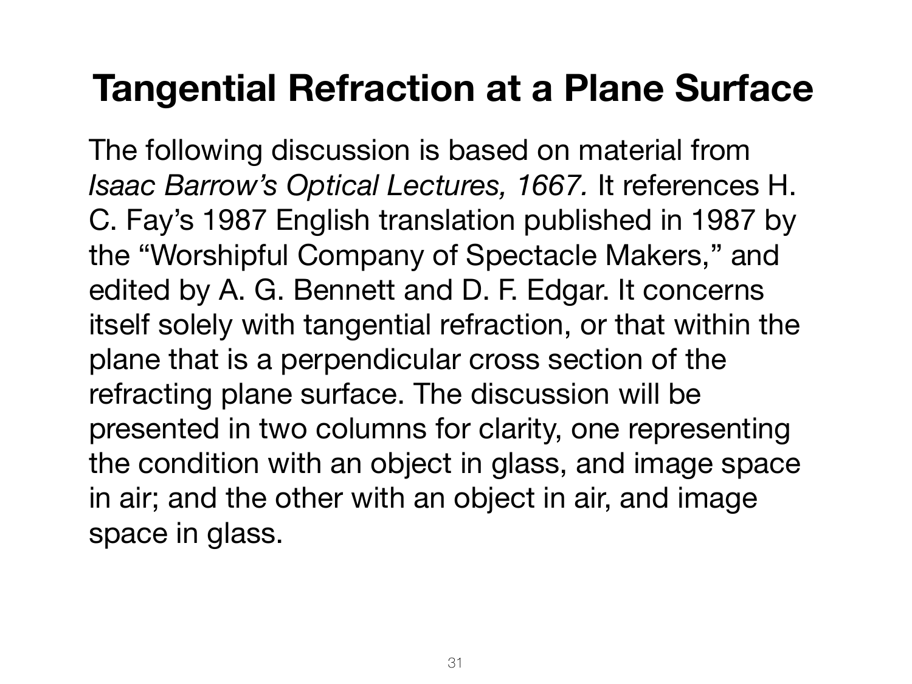# Tangential Refraction at a Plane Surface

The following discussion is based on material from *Isaac Barrow's Optical Lectures, 1667.* It references H. C. Fay's 1987 English translation published in 1987 by the "Worshipful Company of Spectacle Makers," and edited by A. G. Bennett and D. F. Edgar. It concerns itself solely with tangential refraction, or that within the plane that is a perpendicular cross section of the refracting plane surface. The discussion will be presented in two columns for clarity, one representing the condition with an object in glass, and image space in air; and the other with an object in air, and image space in glass.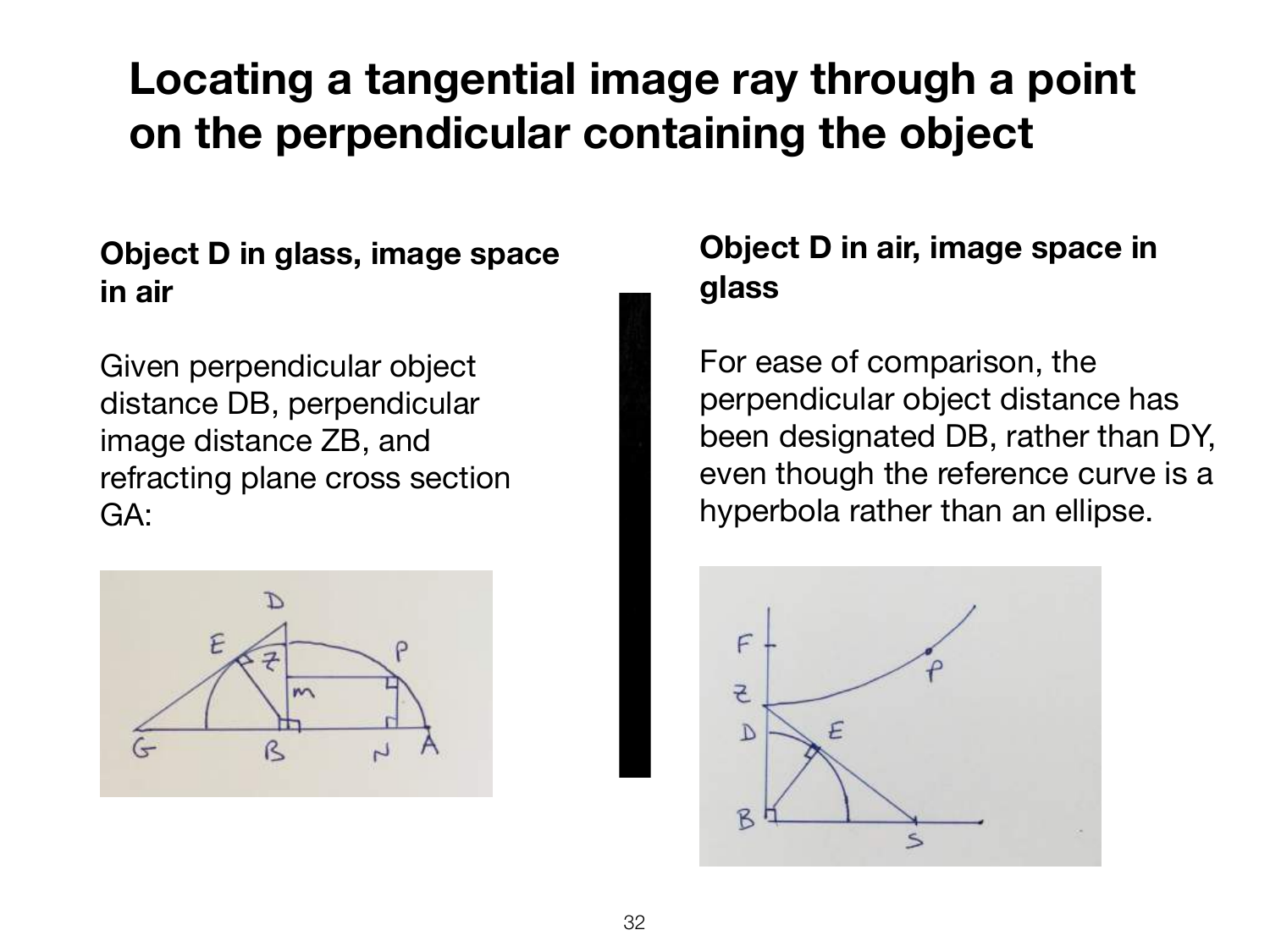# Locating a tangential image ray through a point on the perpendicular containing the object

**Object D in glass, image space in air**

Given perpendicular object distance DB, perpendicular image distance ZB, and refracting plane cross section GA:

**Object D in air, image space in glass**

For ease of comparison, the perpendicular object distance has been designated DB, rather than DY, even though the reference curve is a hyperbola rather than an ellipse.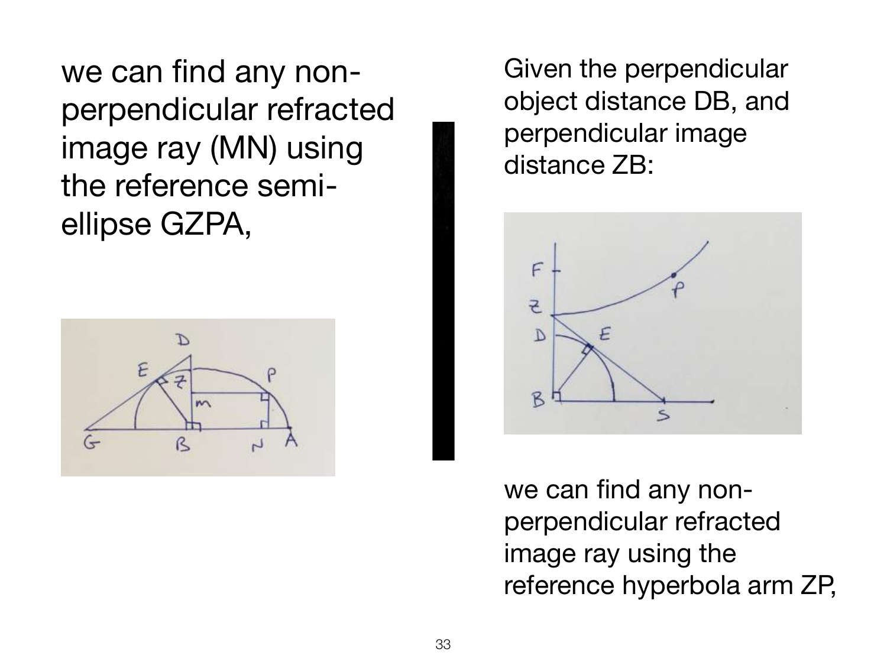we can find any non-perpendicular refracted image ray (MN) using the reference semi-ellipse GZPA,

Given the perpendicular object distance DB, and perpendicular image distance ZB:

we can find any non-perpendicular refracted image ray using the reference hyperbola arm ZP,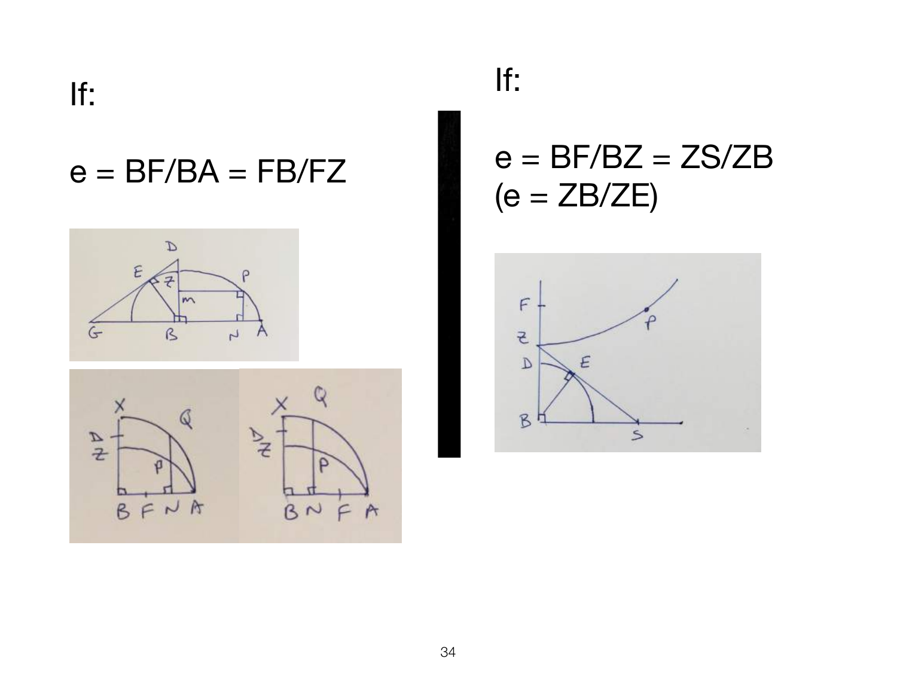If:

$e = BF/BA = FB/FZ$

If:

$e = BF/BZ = ZS/ZB$
($e = ZB/ZE$)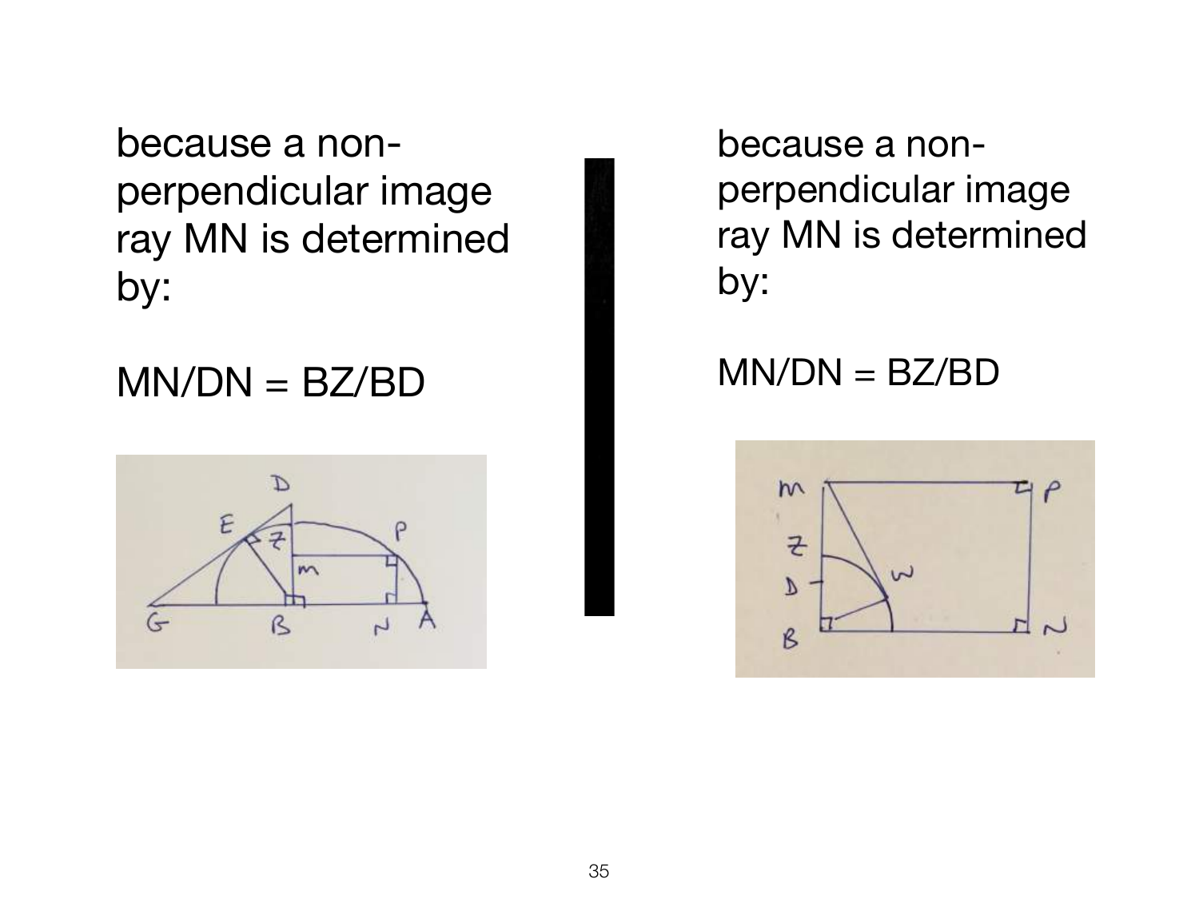because a non-perpendicular image ray MN is determined by:

MN/DN = BZ/BD

because a non-perpendicular image ray MN is determined by:

MN/DN = BZ/BD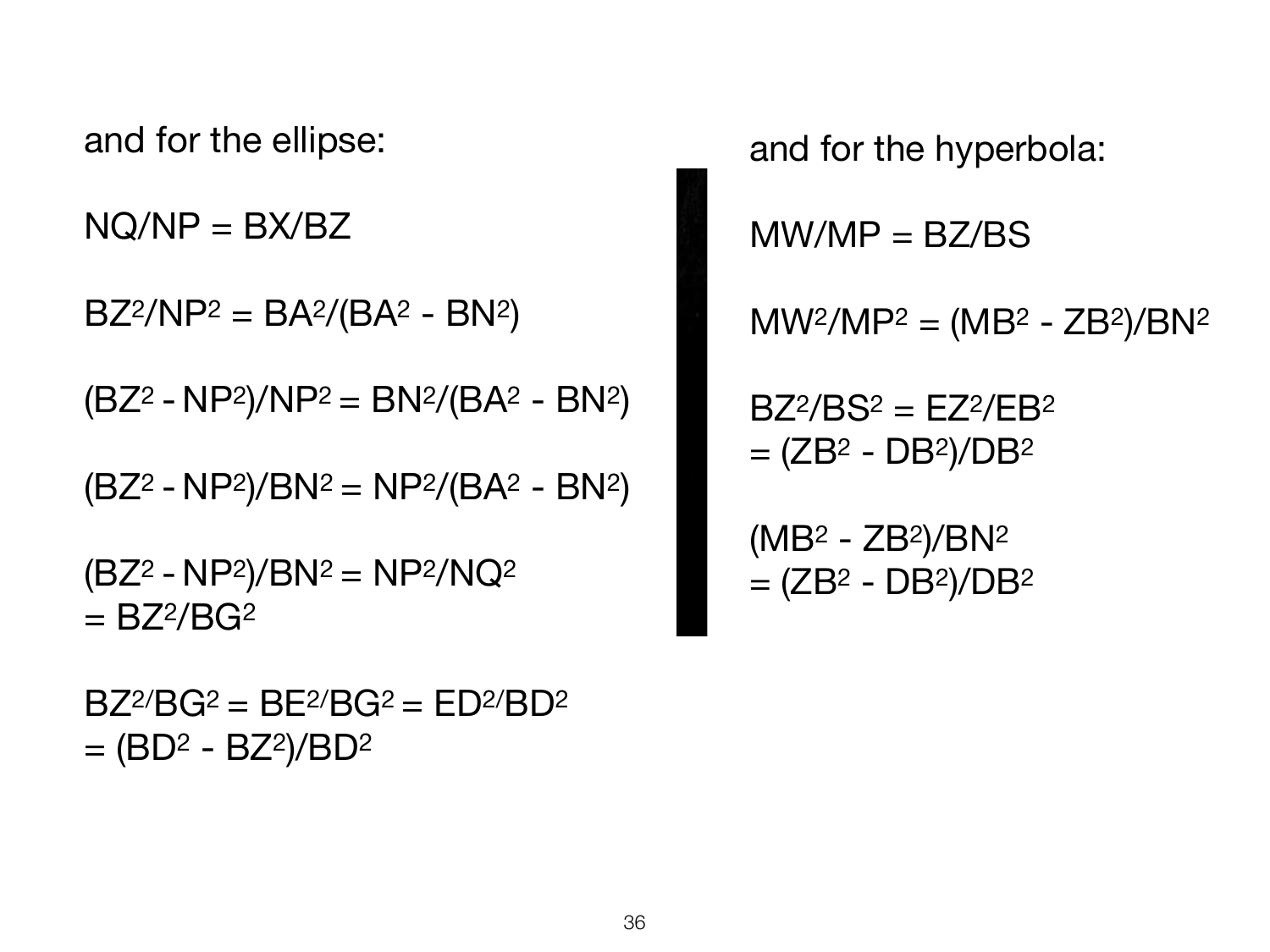and for the ellipse:

$NQ/NP = BX/BZ$

$BZ^2/NP^2 = BA^2/(BA^2 - BN^2)$

$(BZ^2 - NP^2)/NP^2 = BN^2/(BA^2 - BN^2)$

$(BZ^2 - NP^2)/BN^2 = NP^2/(BA^2 - BN^2)$

$(BZ^2 - NP^2)/BN^2 = NP^2/NQ^2$
$= BZ^2/BG^2$

$BZ^2/BG^2 = BE^2/BG^2 = ED^2/BD^2$
$= (BD^2 - BZ^2)/BD^2$

and for the hyperbola:

$MW/MP = BZ/BS$

$MW^2/MP^2 = (MB^2 - ZB^2)/BN^2$

$BZ^2/BS^2 = EZ^2/EB^2$
$= (ZB^2 - DB^2)/DB^2$

$(MB^2 - ZB^2)/BN^2$
$= (ZB^2 - DB^2)/DB^2$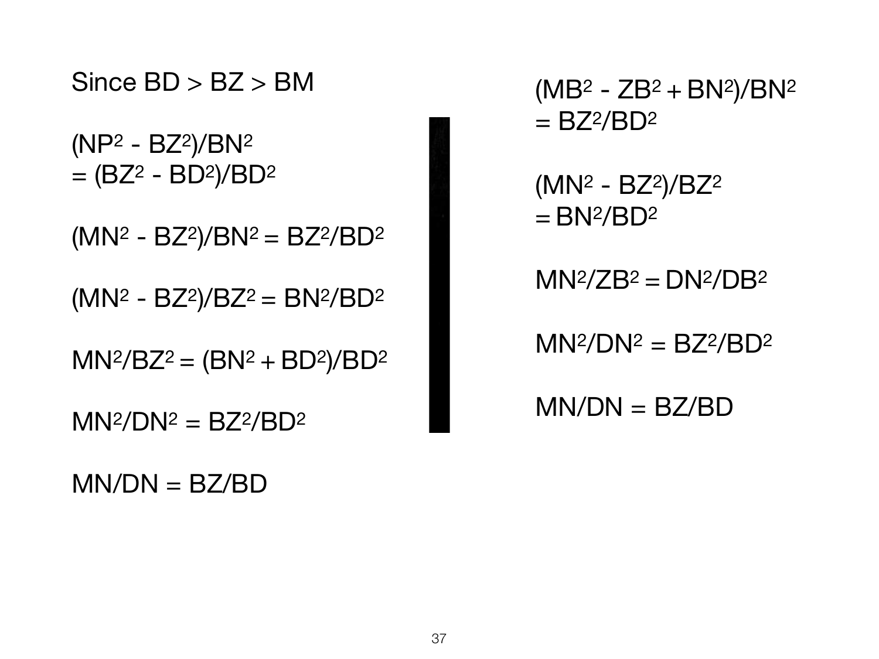Since $BD > BZ > BM$

$$(NP^2 - BZ^2)/BN^2 = (BZ^2 - BD^2)/BD^2$$

$$(MN^2 - BZ^2)/BN^2 = BZ^2/BD^2$$

$$(MN^2 - BZ^2)/BZ^2 = BN^2/BD^2$$

$$MN^2/BZ^2 = (BN^2 + BD^2)/BD^2$$

$$MN^2/DN^2 = BZ^2/BD^2$$

$$MN/DN = BZ/BD$$

$$(MB^2 - ZB^2 + BN^2)/BN^2 = BZ^2/BD^2$$

$$(MN^2 - BZ^2)/BZ^2 = BN^2/BD^2$$

$$MN^2/ZB^2 = DN^2/DB^2$$

$$MN^2/DN^2 = BZ^2/BD^2$$

$$MN/DN = BZ/BD$$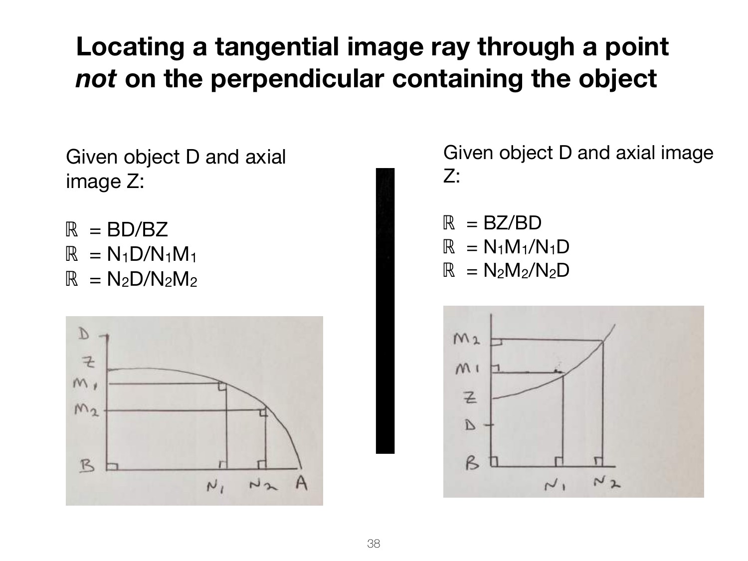# Locating a tangential image ray through a point *not* on the perpendicular containing the object

Given object D and axial image Z:

$\mathbb{R} = BD/BZ$
$\mathbb{R} = N_1D/N_1M_1$
$\mathbb{R} = N_2D/N_2M_2$

Given object D and axial image Z:

$\mathbb{R} = BZ/BD$
$\mathbb{R} = N_1M_1/N_1D$
$\mathbb{R} = N_2M_2/N_2D$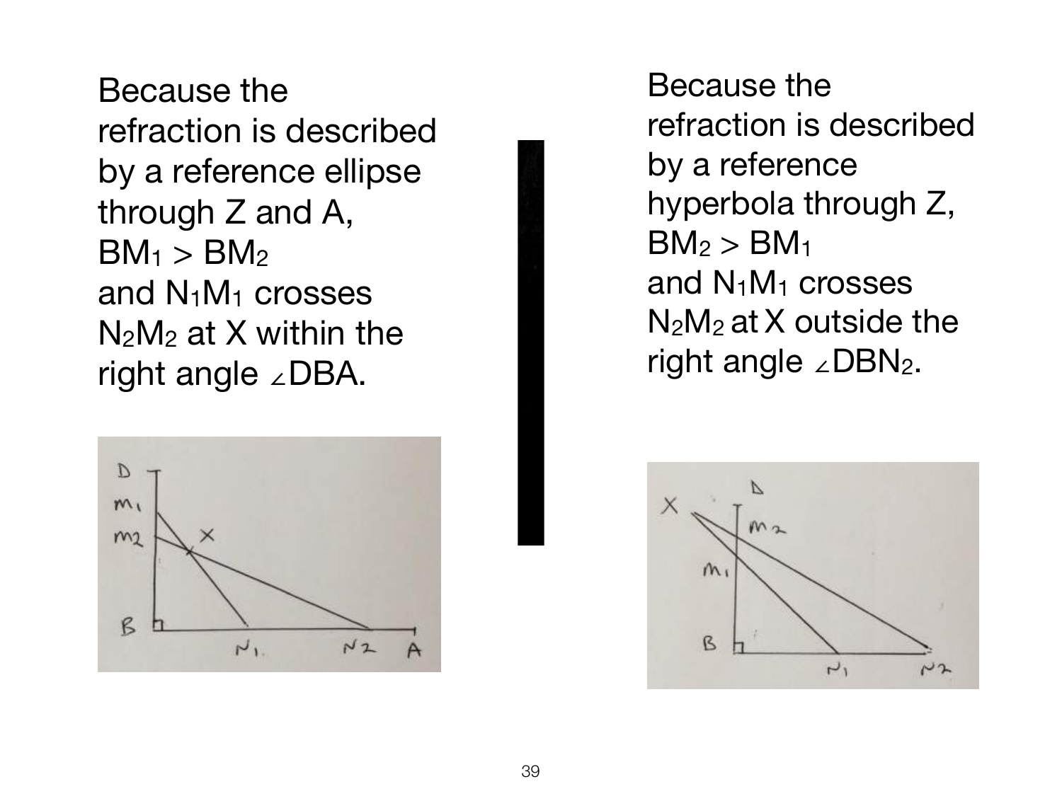Because the refraction is described by a reference ellipse through Z and A, $BM_1 > BM_2$ and $N_1M_1$ crosses $N_2M_2$ at X within the right angle ∠DBA.

Because the refraction is described by a reference hyperbola through Z, $BM_2 > BM_1$ and $N_1M_1$ crosses $N_2M_2$ at X outside the right angle ∠$DBN_2$.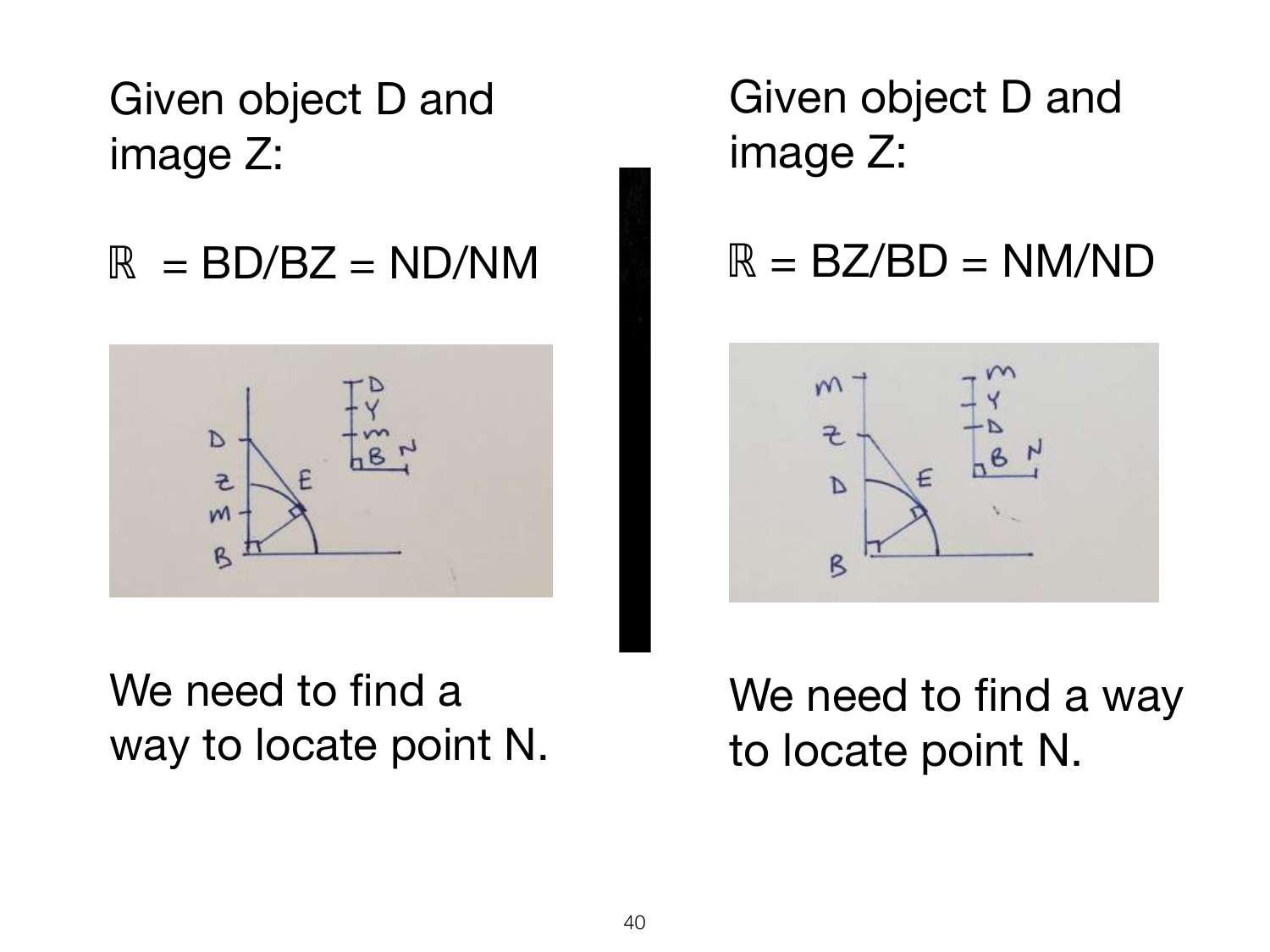Given object D and image Z:

$\mathbb{R}$ = BD/BZ = ND/NM

We need to find a way to locate point N.

Given object D and image Z:

$\mathbb{R}$ = BZ/BD = NM/ND

We need to find a way to locate point N.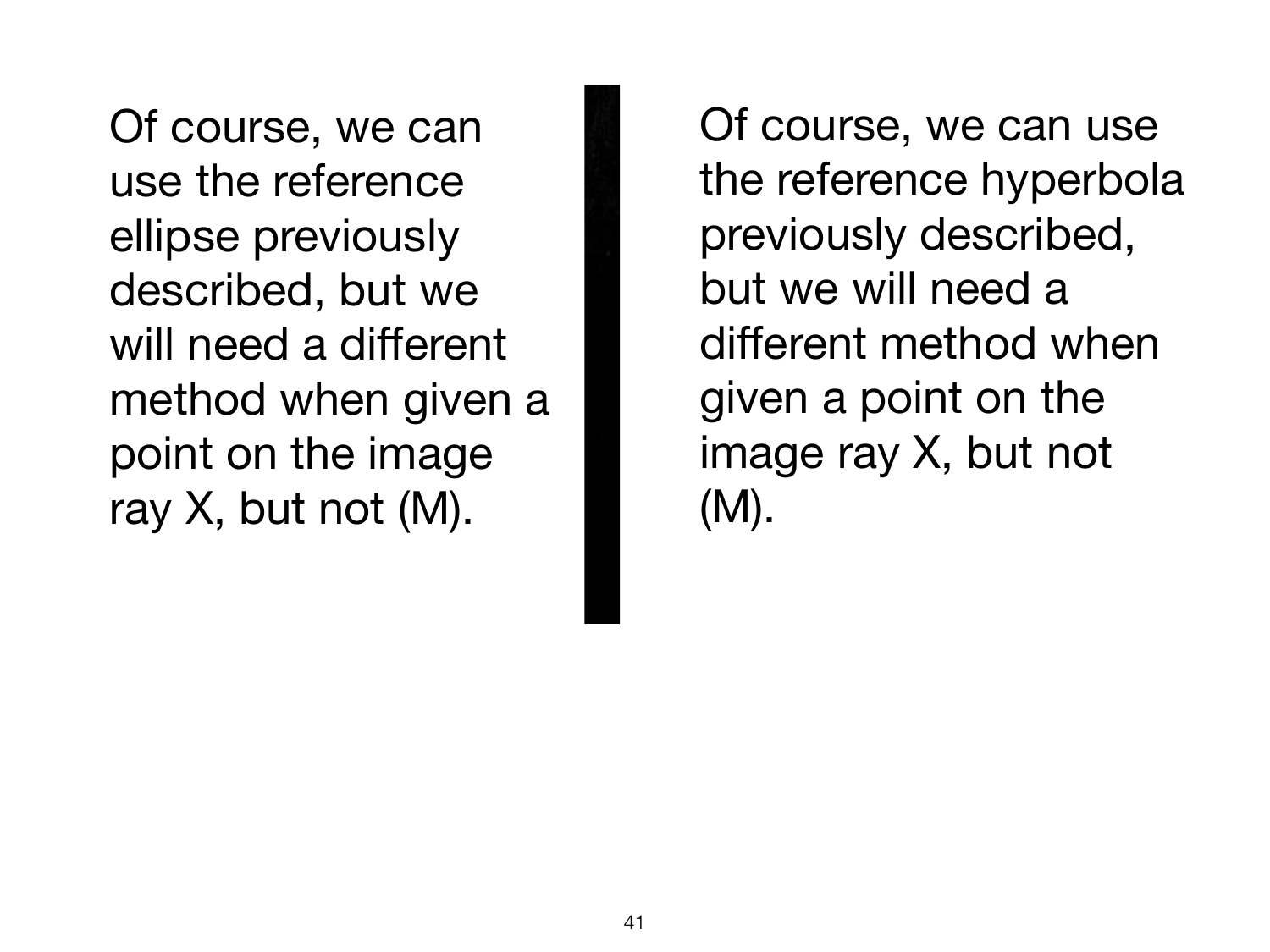Of course, we can use the reference ellipse previously described, but we will need a different method when given a point on the image ray X, but not (M).

Of course, we can use the reference hyperbola previously described, but we will need a different method when given a point on the image ray X, but not (M).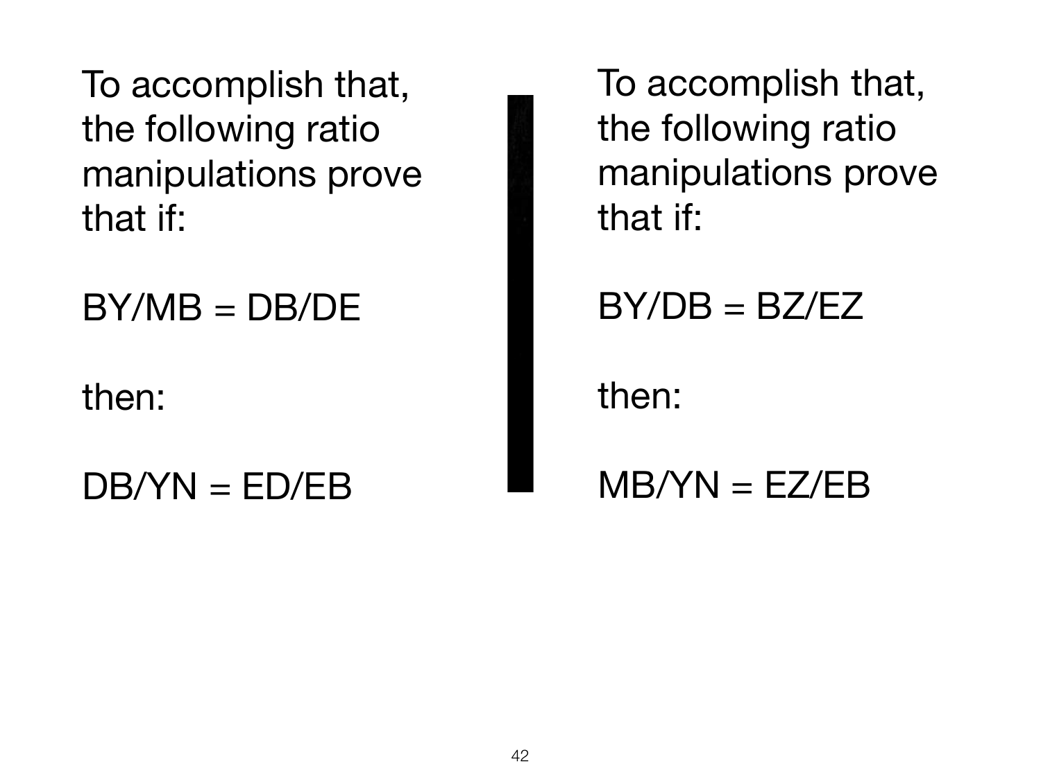To accomplish that, the following ratio manipulations prove that if:

BY/MB = DB/DE

then:

DB/YN = ED/EB

To accomplish that, the following ratio manipulations prove that if:

BY/DB = BZ/EZ

then:

MB/YN = EZ/EB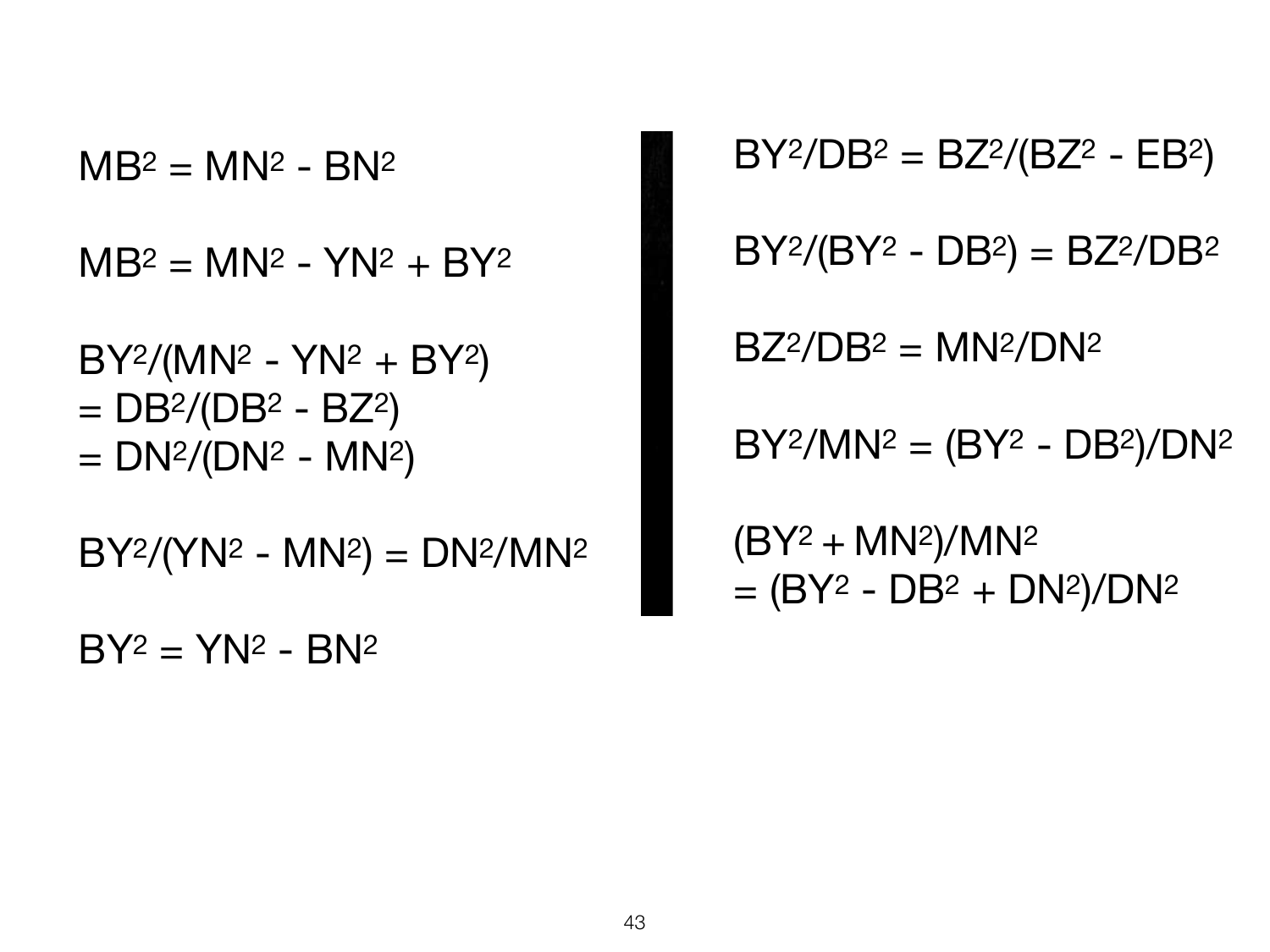$$MB^2 = MN^2 - BN^2$$

$$MB^2 = MN^2 - YN^2 + BY^2$$

$$BY^2/(MN^2 - YN^2 + BY^2)$$
$$= DB^2/(DB^2 - BZ^2)$$
$$= DN^2/(DN^2 - MN^2)$$

$$BY^2/(YN^2 - MN^2) = DN^2/MN^2$$

$$BY^2 = YN^2 - BN^2$$

$$BY^2/DB^2 = BZ^2/(BZ^2 - EB^2)$$

$$BY^2/(BY^2 - DB^2) = BZ^2/DB^2$$

$$BZ^2/DB^2 = MN^2/DN^2$$

$$BY^2/MN^2 = (BY^2 - DB^2)/DN^2$$

$$(BY^2 + MN^2)/MN^2$$
$$= (BY^2 - DB^2 + DN^2)/DN^2$$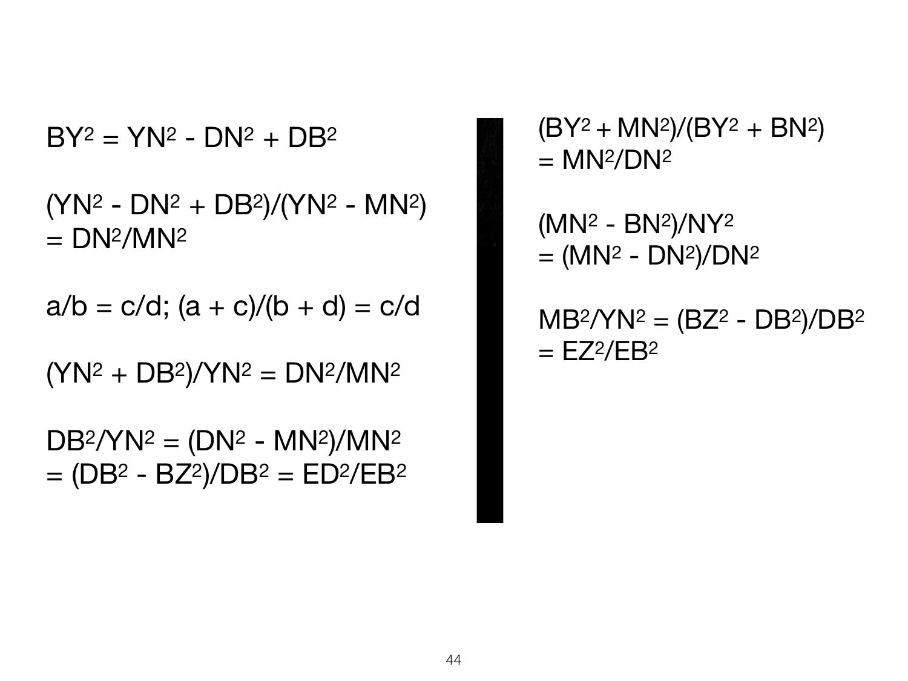$$BY^2 = YN^2 - DN^2 + DB^2$$

$$(YN^2 - DN^2 + DB^2)/(YN^2 - MN^2) = DN^2/MN^2$$

$$a/b = c/d;\ (a + c)/(b + d) = c/d$$

$$(YN^2 + DB^2)/YN^2 = DN^2/MN^2$$

$$DB^2/YN^2 = (DN^2 - MN^2)/MN^2 = (DB^2 - BZ^2)/DB^2 = ED^2/EB^2$$

$$(BY^2 + MN^2)/(BY^2 + BN^2) = MN^2/DN^2$$

$$(MN^2 - BN^2)/NY^2 = (MN^2 - DN^2)/DN^2$$

$$MB^2/YN^2 = (BZ^2 - DB^2)/DB^2 = EZ^2/EB^2$$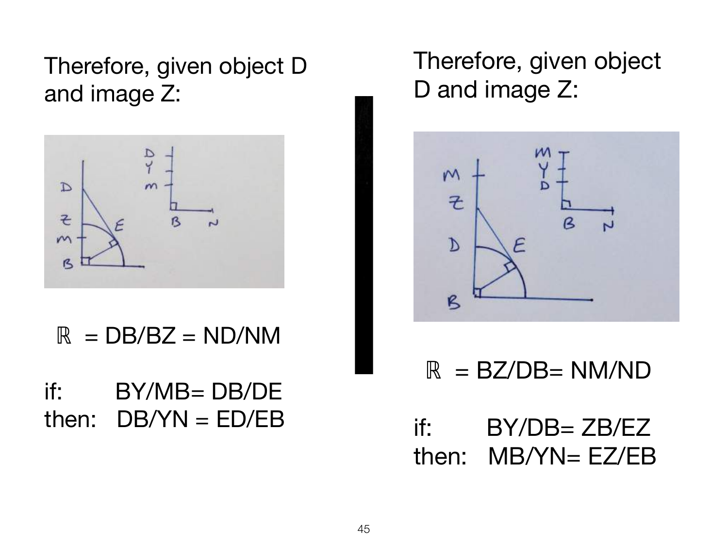Therefore, given object D and image Z:

$\mathbb{R}$ = DB/BZ = ND/NM

if: BY/MB= DB/DE
then: DB/YN = ED/EB

Therefore, given object D and image Z:

$\mathbb{R}$ = BZ/DB= NM/ND

if: BY/DB= ZB/EZ
then: MB/YN= EZ/EB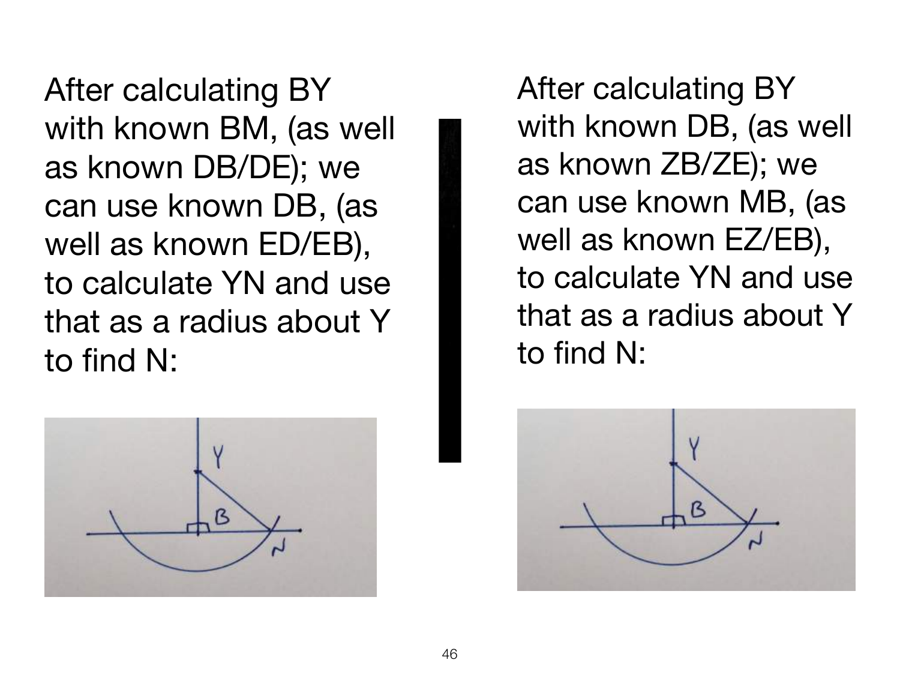After calculating BY with known BM, (as well as known DB/DE); we can use known DB, (as well as known ED/EB), to calculate YN and use that as a radius about Y to find N:

After calculating BY with known DB, (as well as known ZB/ZE); we can use known MB, (as well as known EZ/EB), to calculate YN and use that as a radius about Y to find N: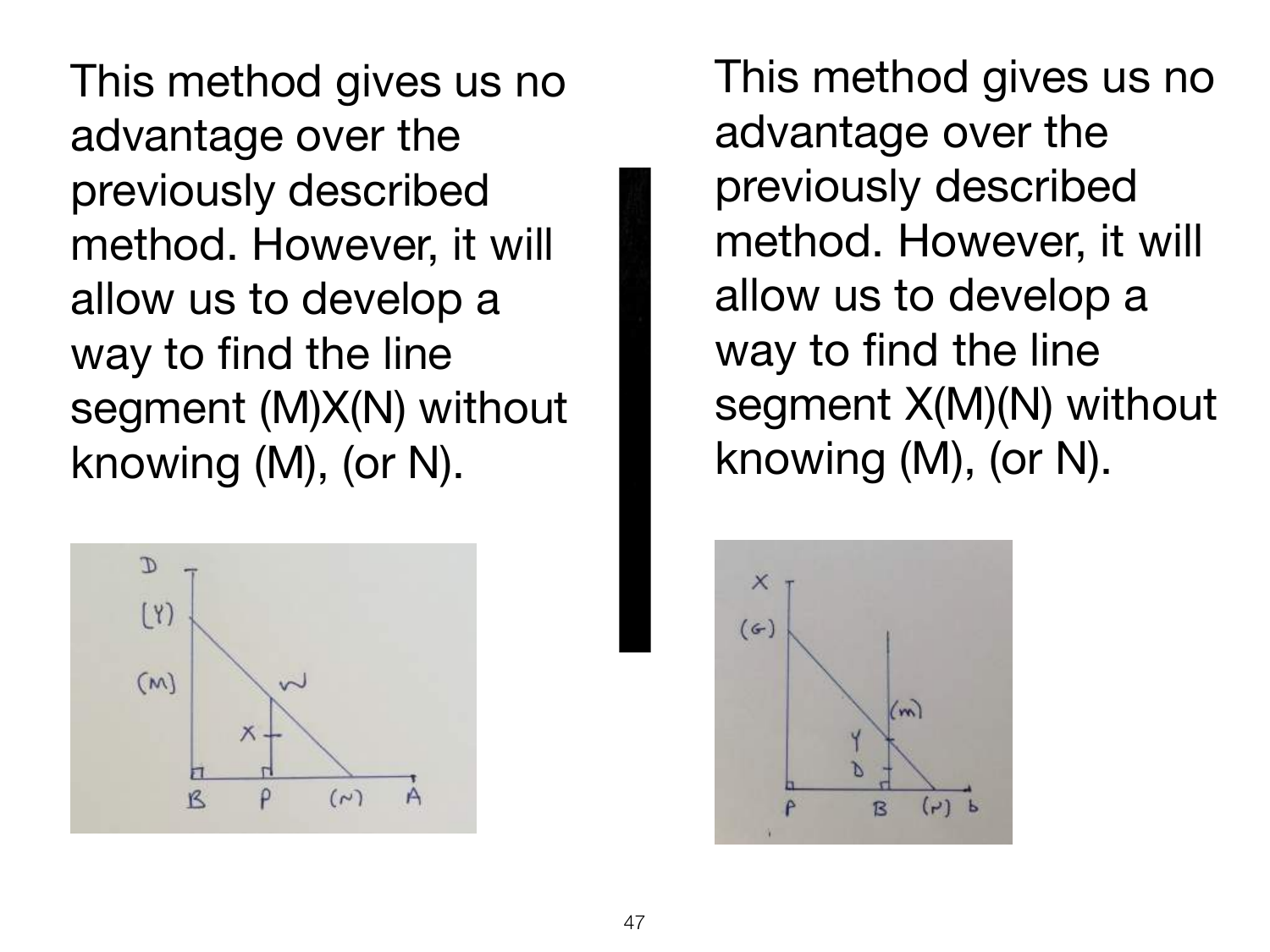This method gives us no advantage over the previously described method. However, it will allow us to develop a way to find the line segment (M)X(N) without knowing (M), (or N).

This method gives us no advantage over the previously described method. However, it will allow us to develop a way to find the line segment X(M)(N) without knowing (M), (or N).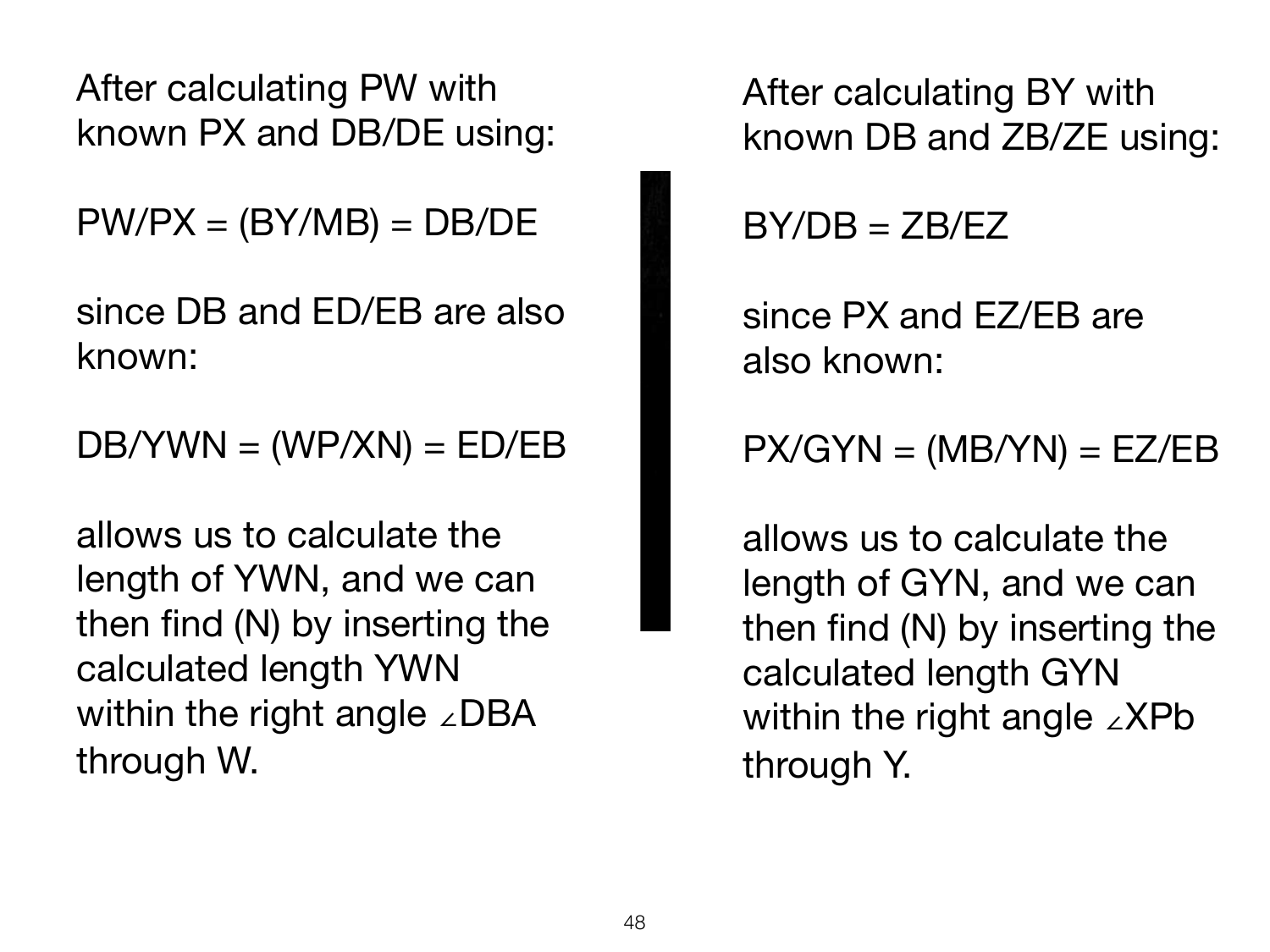After calculating PW with known PX and DB/DE using:

$$PW/PX = (BY/MB) = DB/DE$$

since DB and ED/EB are also known:

$$DB/YWN = (WP/XN) = ED/EB$$

allows us to calculate the length of YWN, and we can then find (N) by inserting the calculated length YWN within the right angle ∠DBA through W.

After calculating BY with known DB and ZB/ZE using:

$$BY/DB = ZB/EZ$$

since PX and EZ/EB are also known:

$$PX/GYN = (MB/YN) = EZ/EB$$

allows us to calculate the length of GYN, and we can then find (N) by inserting the calculated length GYN within the right angle ∠XPb through Y.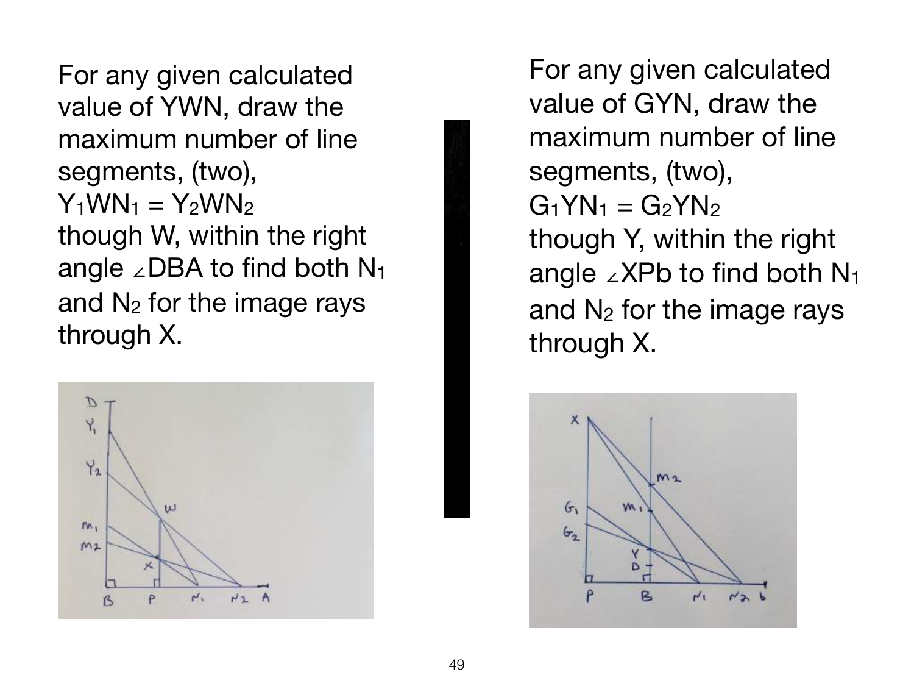For any given calculated value of YWN, draw the maximum number of line segments, (two), $Y_1WN_1 = Y_2WN_2$ though W, within the right angle ∠DBA to find both $N_1$ and $N_2$ for the image rays through X.

For any given calculated value of GYN, draw the maximum number of line segments, (two), $G_1YN_1 = G_2YN_2$ though Y, within the right angle ∠XPb to find both $N_1$ and $N_2$ for the image rays through X.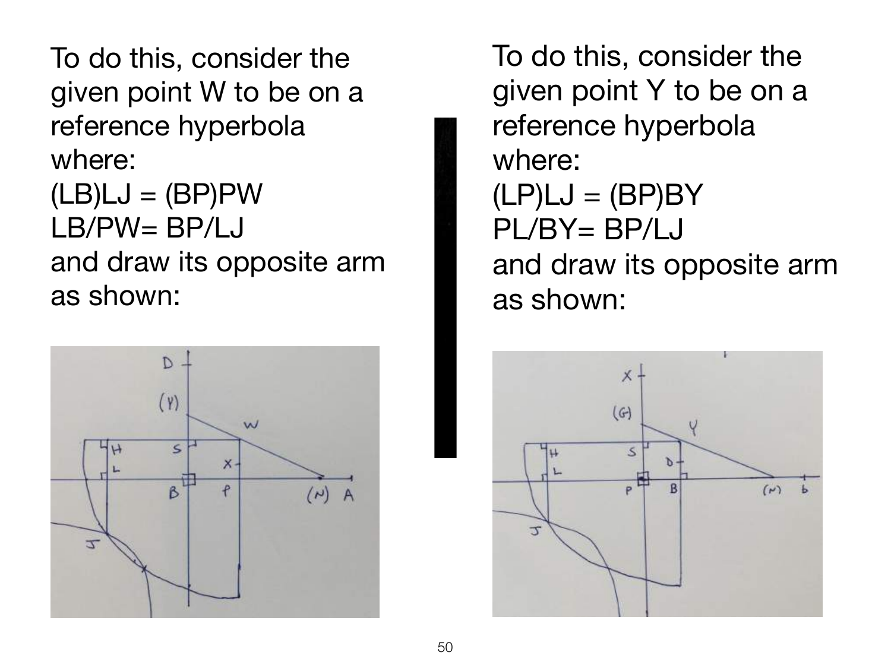To do this, consider the given point W to be on a reference hyperbola where:

(LB)LJ = (BP)PW

LB/PW= BP/LJ

and draw its opposite arm as shown:

To do this, consider the given point Y to be on a reference hyperbola where:

(LP)LJ = (BP)BY

PL/BY= BP/LJ

and draw its opposite arm as shown: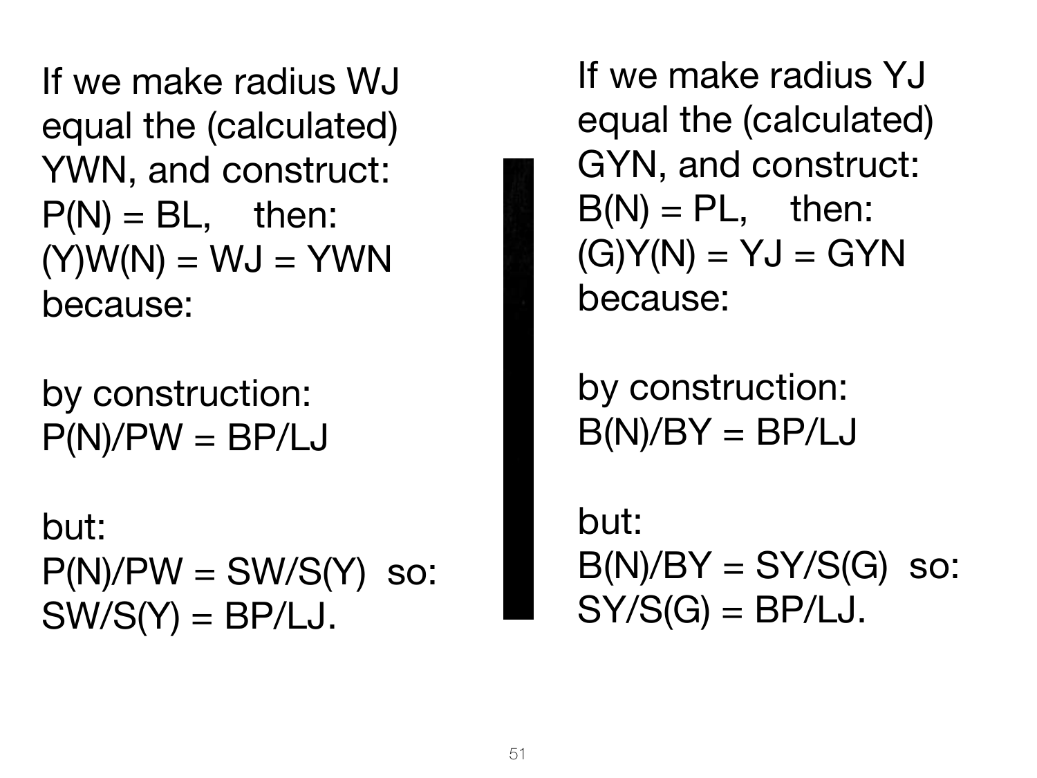If we make radius WJ equal the (calculated) YWN, and construct:
P(N) = BL,    then:
(Y)W(N) = WJ = YWN
because:

by construction:
P(N)/PW = BP/LJ

but:
P(N)/PW = SW/S(Y)  so:
SW/S(Y) = BP/LJ.

If we make radius YJ equal the (calculated) GYN, and construct:
B(N) = PL,    then:
(G)Y(N) = YJ = GYN
because:

by construction:
B(N)/BY = BP/LJ

but:
B(N)/BY = SY/S(G)  so:
SY/S(G) = BP/LJ.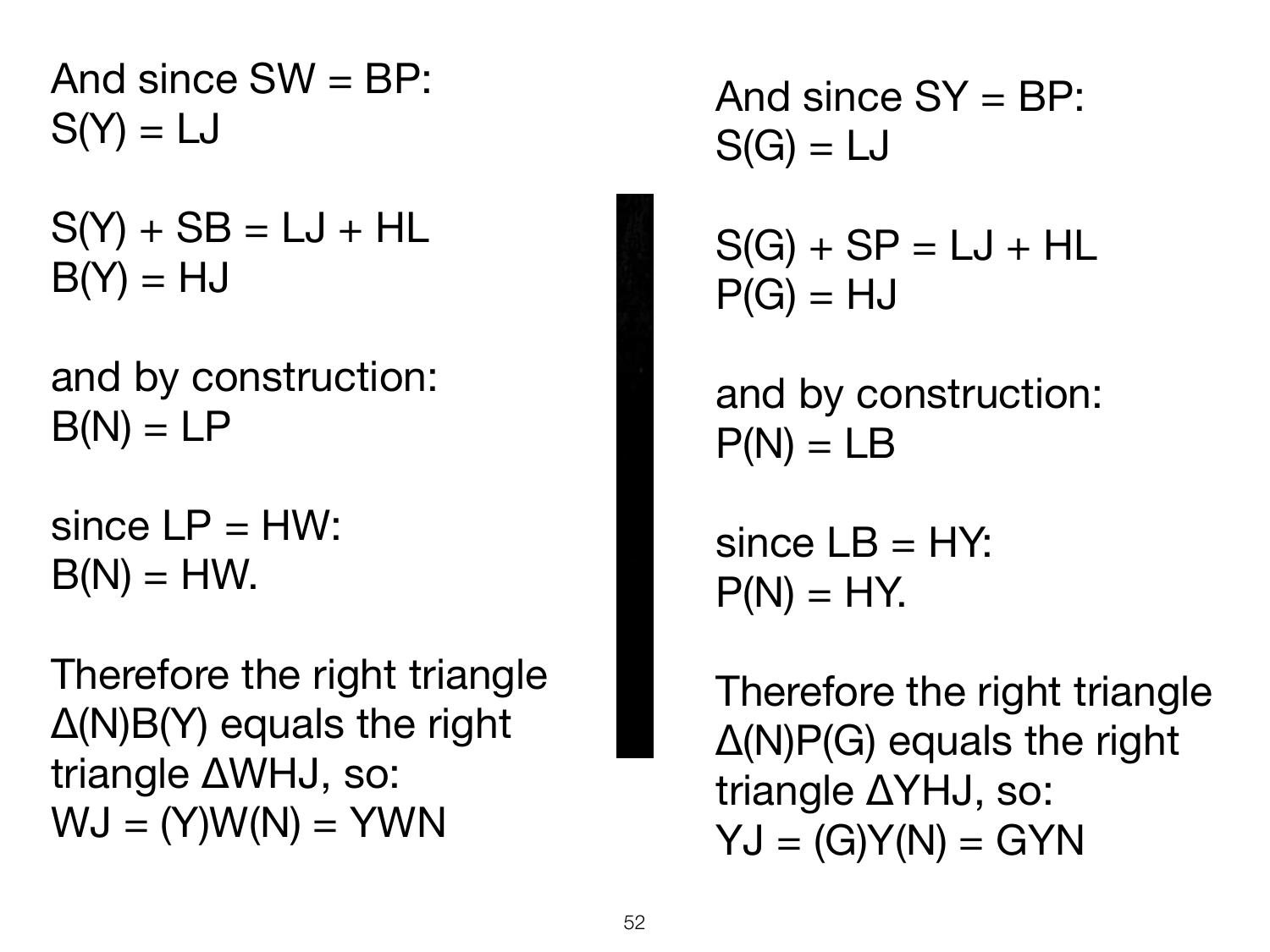And since SW = BP:
S(Y) = LJ

S(Y) + SB = LJ + HL
B(Y) = HJ

and by construction:
B(N) = LP

since LP = HW:
B(N) = HW.

Therefore the right triangle Δ(N)B(Y) equals the right triangle ΔWHJ, so:
WJ = (Y)W(N) = YWN

And since SY = BP:
S(G) = LJ

S(G) + SP = LJ + HL
P(G) = HJ

and by construction:
P(N) = LB

since LB = HY:
P(N) = HY.

Therefore the right triangle Δ(N)P(G) equals the right triangle ΔYHJ, so:
YJ = (G)Y(N) = GYN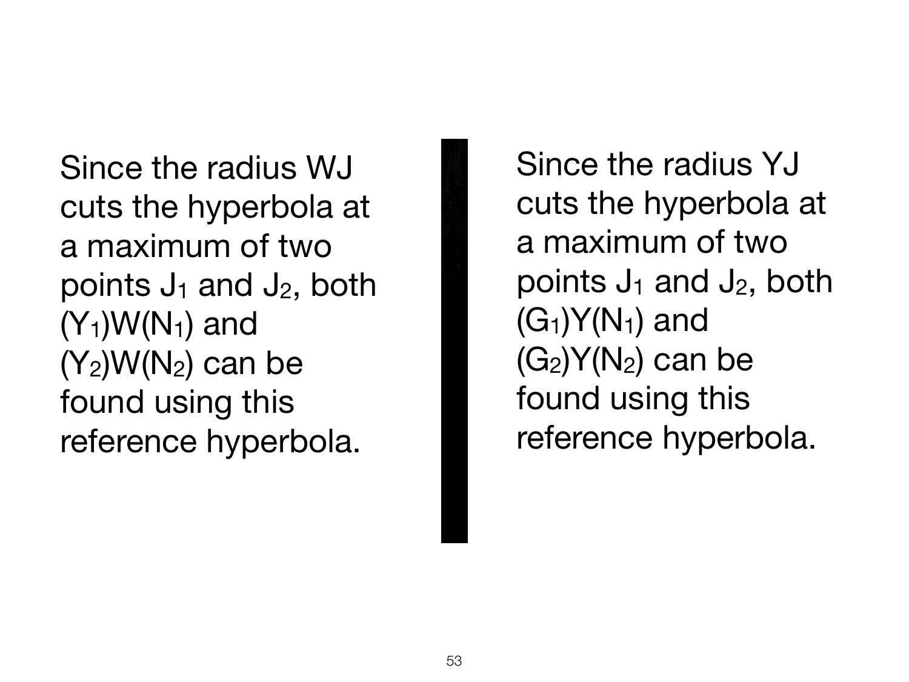Since the radius WJ cuts the hyperbola at a maximum of two points $J_1$ and $J_2$, both $(Y_1)W(N_1)$ and $(Y_2)W(N_2)$ can be found using this reference hyperbola.

Since the radius YJ cuts the hyperbola at a maximum of two points $J_1$ and $J_2$, both $(G_1)Y(N_1)$ and $(G_2)Y(N_2)$ can be found using this reference hyperbola.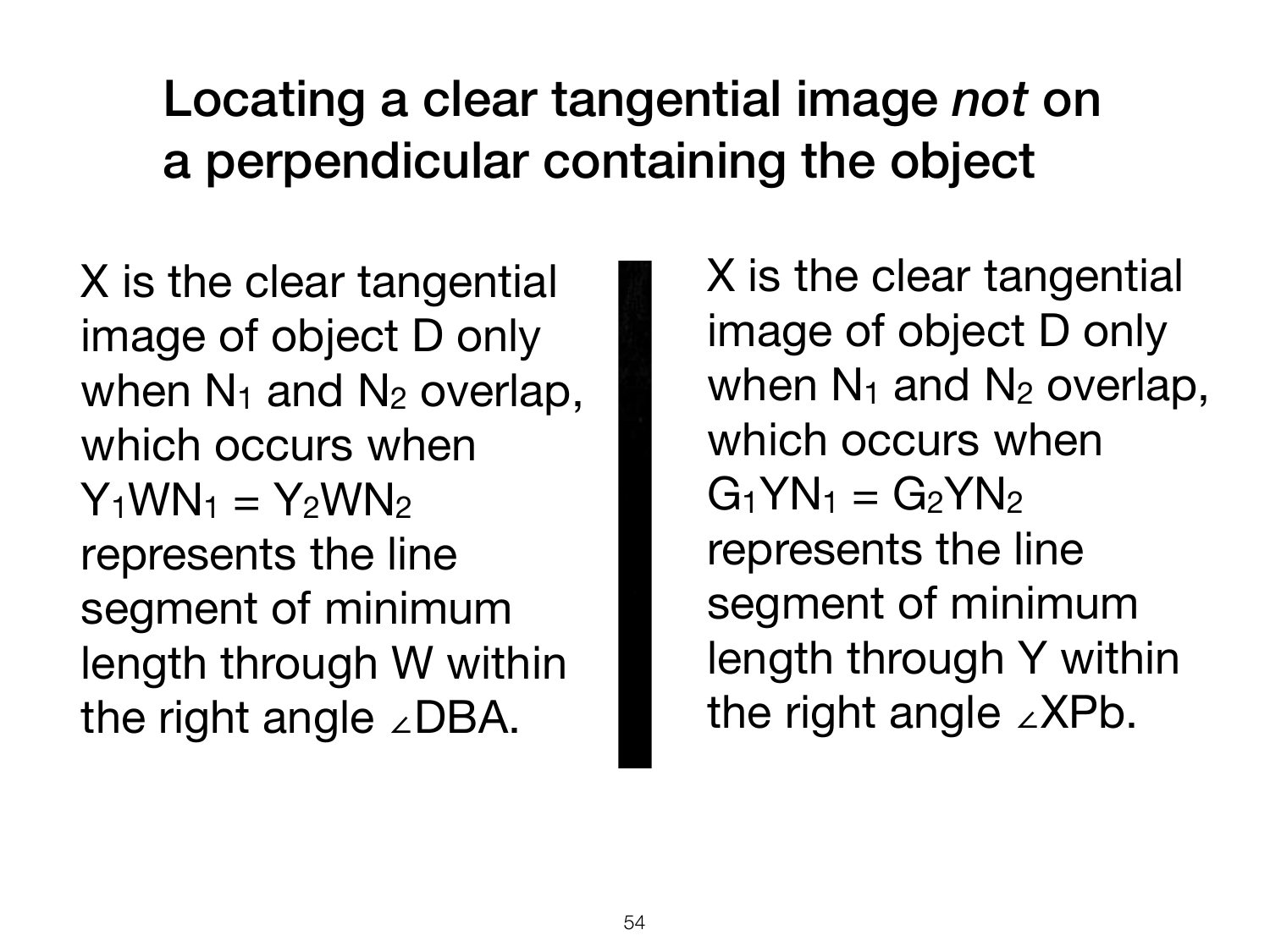# Locating a clear tangential image *not* on a perpendicular containing the object

X is the clear tangential image of object D only when $N_1$ and $N_2$ overlap, which occurs when $Y_1WN_1 = Y_2WN_2$ represents the line segment of minimum length through W within the right angle ∠DBA.

X is the clear tangential image of object D only when $N_1$ and $N_2$ overlap, which occurs when $G_1YN_1 = G_2YN_2$ represents the line segment of minimum length through Y within the right angle ∠XPb.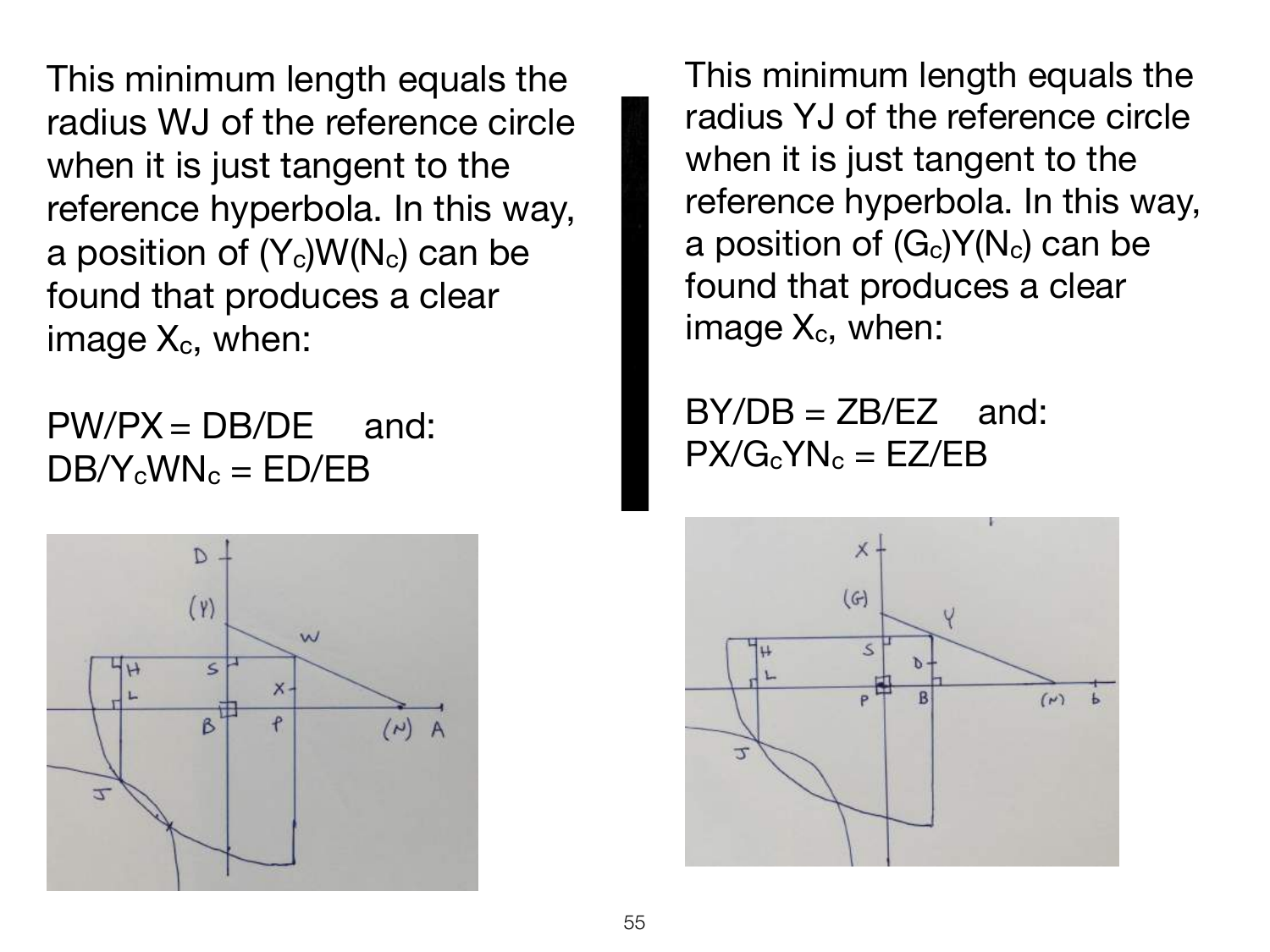This minimum length equals the radius WJ of the reference circle when it is just tangent to the reference hyperbola. In this way, a position of $(Y_c)W(N_c)$ can be found that produces a clear image $X_c$, when:

$PW/PX = DB/DE$ and:
$DB/Y_cWN_c = ED/EB$

This minimum length equals the radius YJ of the reference circle when it is just tangent to the reference hyperbola. In this way, a position of $(G_c)Y(N_c)$ can be found that produces a clear image $X_c$, when:

$BY/DB = ZB/EZ$ and:
$PX/G_cYN_c = EZ/EB$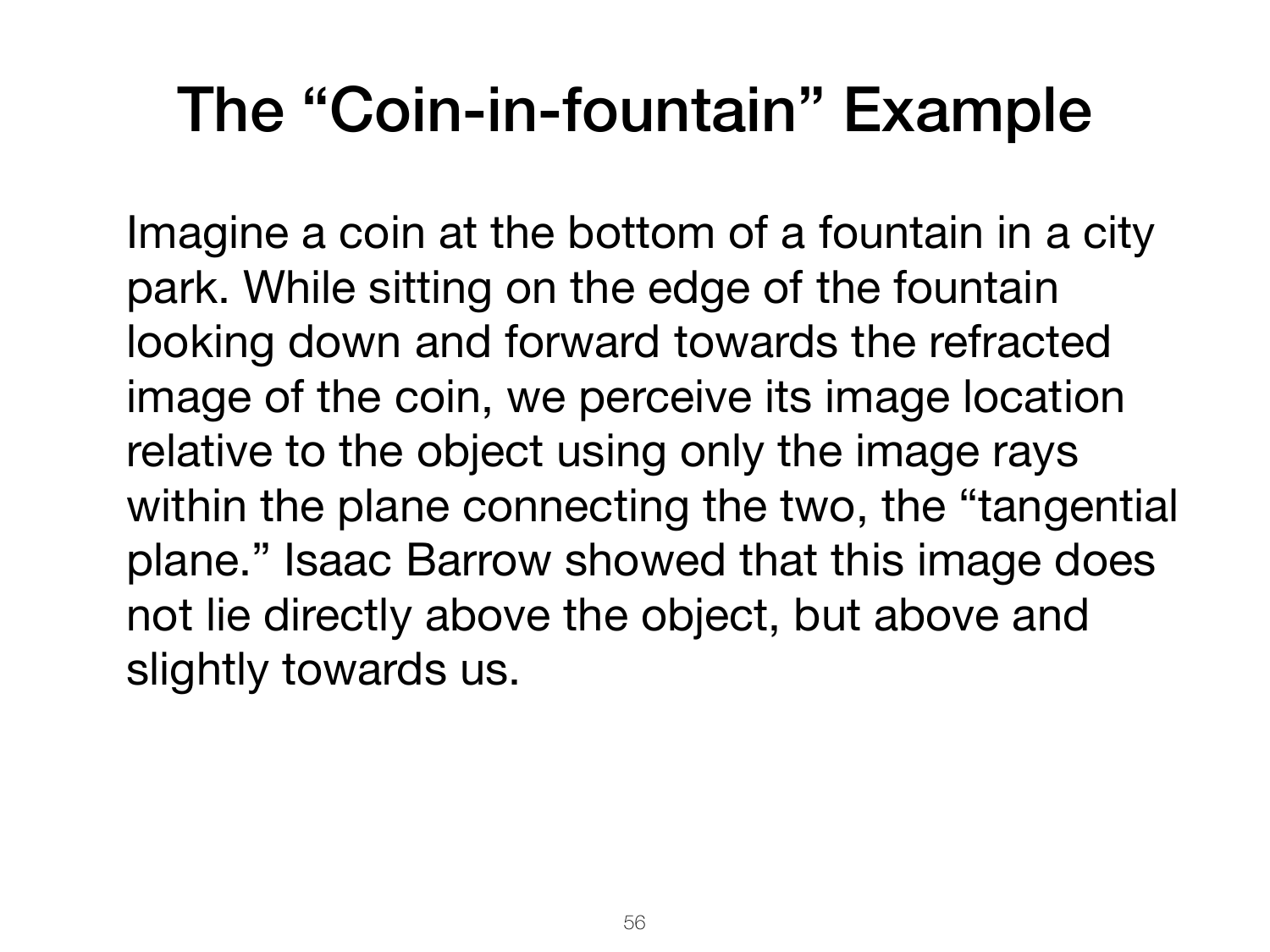# The "Coin-in-fountain" Example

Imagine a coin at the bottom of a fountain in a city park. While sitting on the edge of the fountain looking down and forward towards the refracted image of the coin, we perceive its image location relative to the object using only the image rays within the plane connecting the two, the "tangential plane." Isaac Barrow showed that this image does not lie directly above the object, but above and slightly towards us.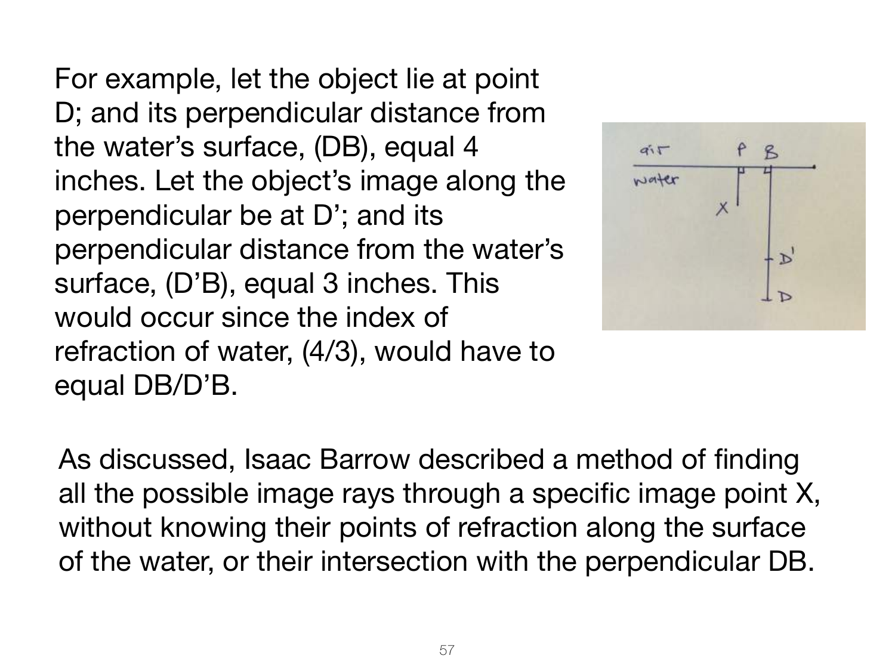For example, let the object lie at point D; and its perpendicular distance from the water's surface, (DB), equal 4 inches. Let the object's image along the perpendicular be at D'; and its perpendicular distance from the water's surface, (D'B), equal 3 inches. This would occur since the index of refraction of water, (4/3), would have to equal DB/D'B.

As discussed, Isaac Barrow described a method of finding all the possible image rays through a specific image point X, without knowing their points of refraction along the surface of the water, or their intersection with the perpendicular DB.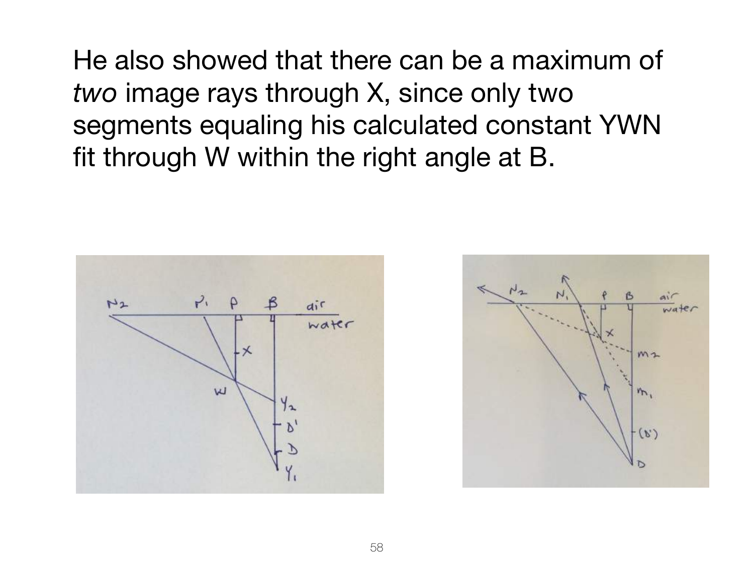He also showed that there can be a maximum of *two* image rays through X, since only two segments equaling his calculated constant YWN fit through W within the right angle at B.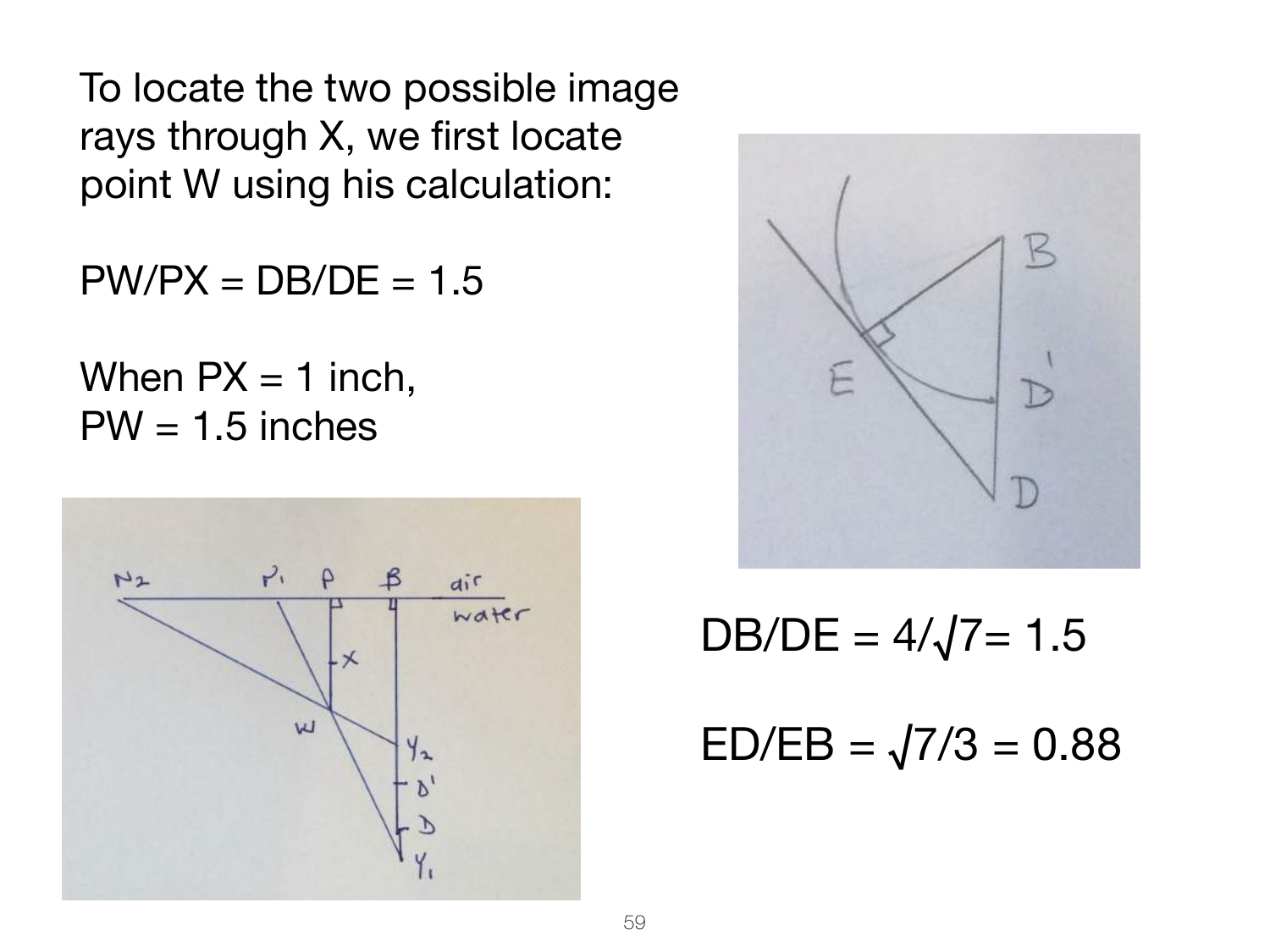To locate the two possible image rays through X, we first locate point W using his calculation:

$PW/PX = DB/DE = 1.5$

When $PX = 1$ inch,
$PW = 1.5$ inches

$DB/DE = 4/\sqrt{7} = 1.5$

$ED/EB = \sqrt{7}/3 = 0.88$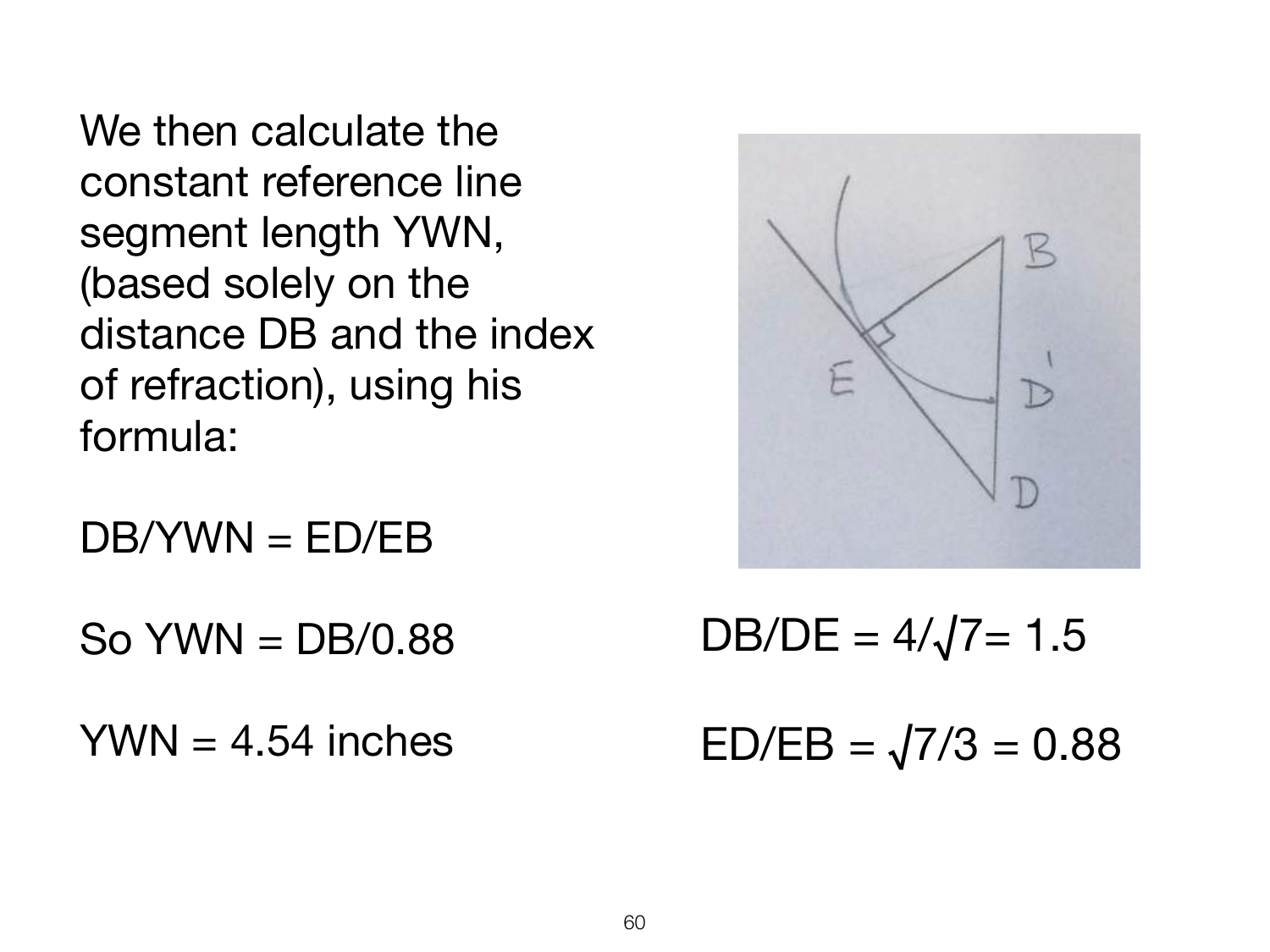We then calculate the constant reference line segment length YWN, (based solely on the distance DB and the index of refraction), using his formula:

DB/YWN = ED/EB

So YWN = DB/0.88

YWN = 4.54 inches

$DB/DE = 4/\sqrt{7} = 1.5$

$ED/EB = \sqrt{7}/3 = 0.88$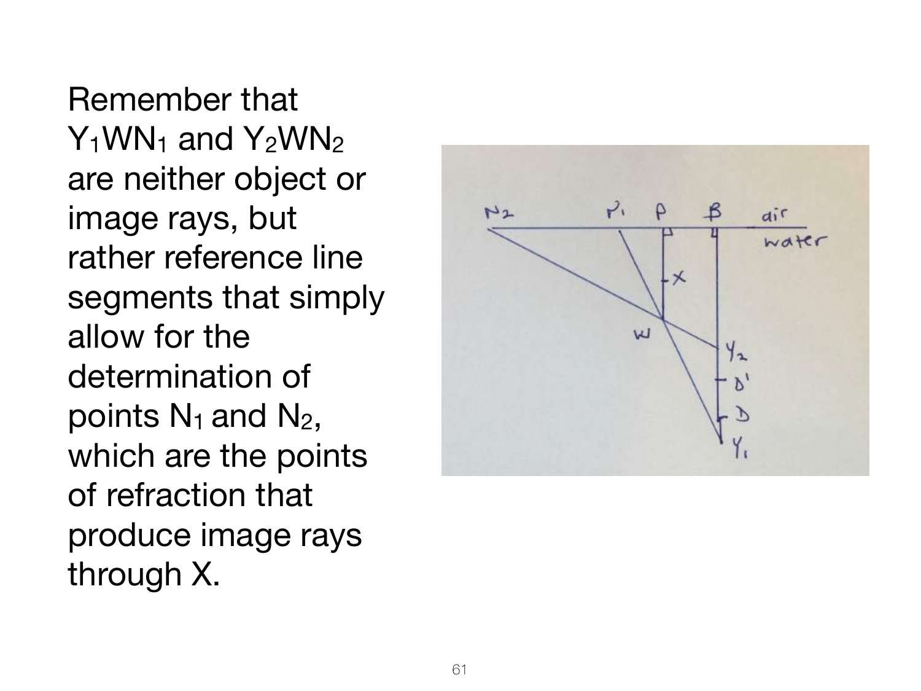Remember that $Y_1WN_1$ and $Y_2WN_2$ are neither object or image rays, but rather reference line segments that simply allow for the determination of points $N_1$ and $N_2$, which are the points of refraction that produce image rays through X.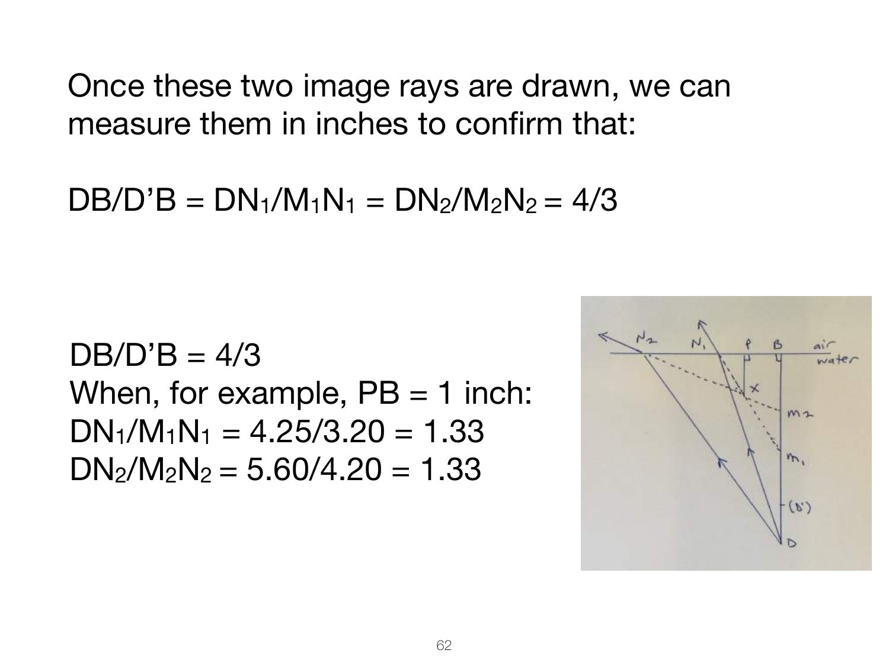Once these two image rays are drawn, we can measure them in inches to confirm that:

$DB/D'B = DN_1/M_1N_1 = DN_2/M_2N_2 = 4/3$

$DB/D'B = 4/3$

When, for example, PB = 1 inch:

$DN_1/M_1N_1 = 4.25/3.20 = 1.33$

$DN_2/M_2N_2 = 5.60/4.20 = 1.33$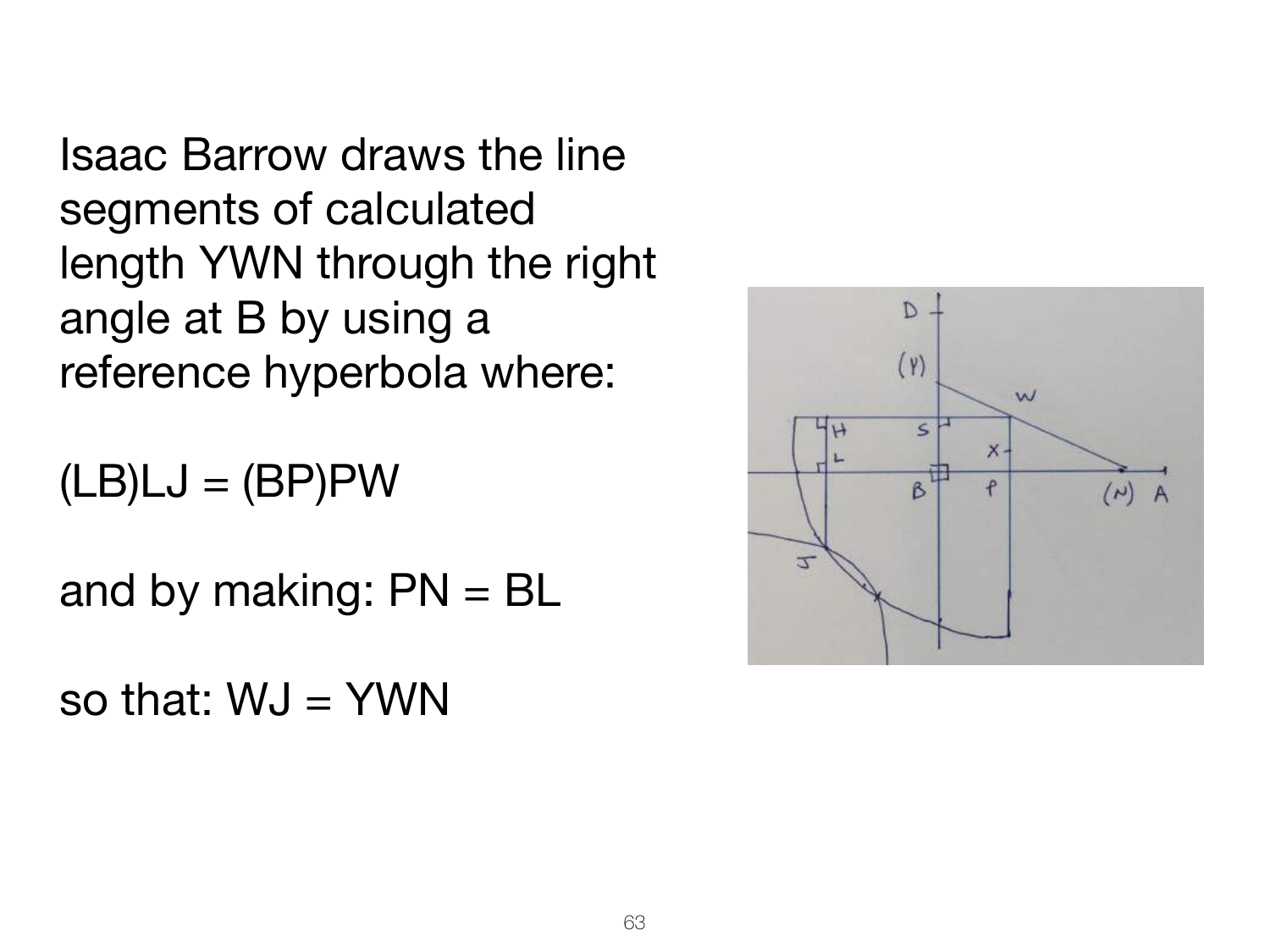Isaac Barrow draws the line segments of calculated length YWN through the right angle at B by using a reference hyperbola where:

(LB)LJ = (BP)PW

and by making: PN = BL

so that: WJ = YWN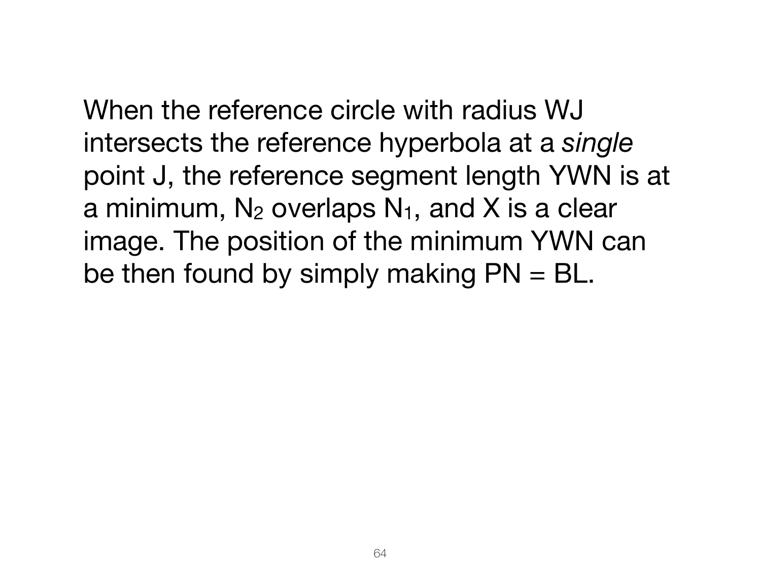When the reference circle with radius WJ intersects the reference hyperbola at a *single* point J, the reference segment length YWN is at a minimum, $N_2$ overlaps $N_1$, and X is a clear image. The position of the minimum YWN can be then found by simply making PN = BL.